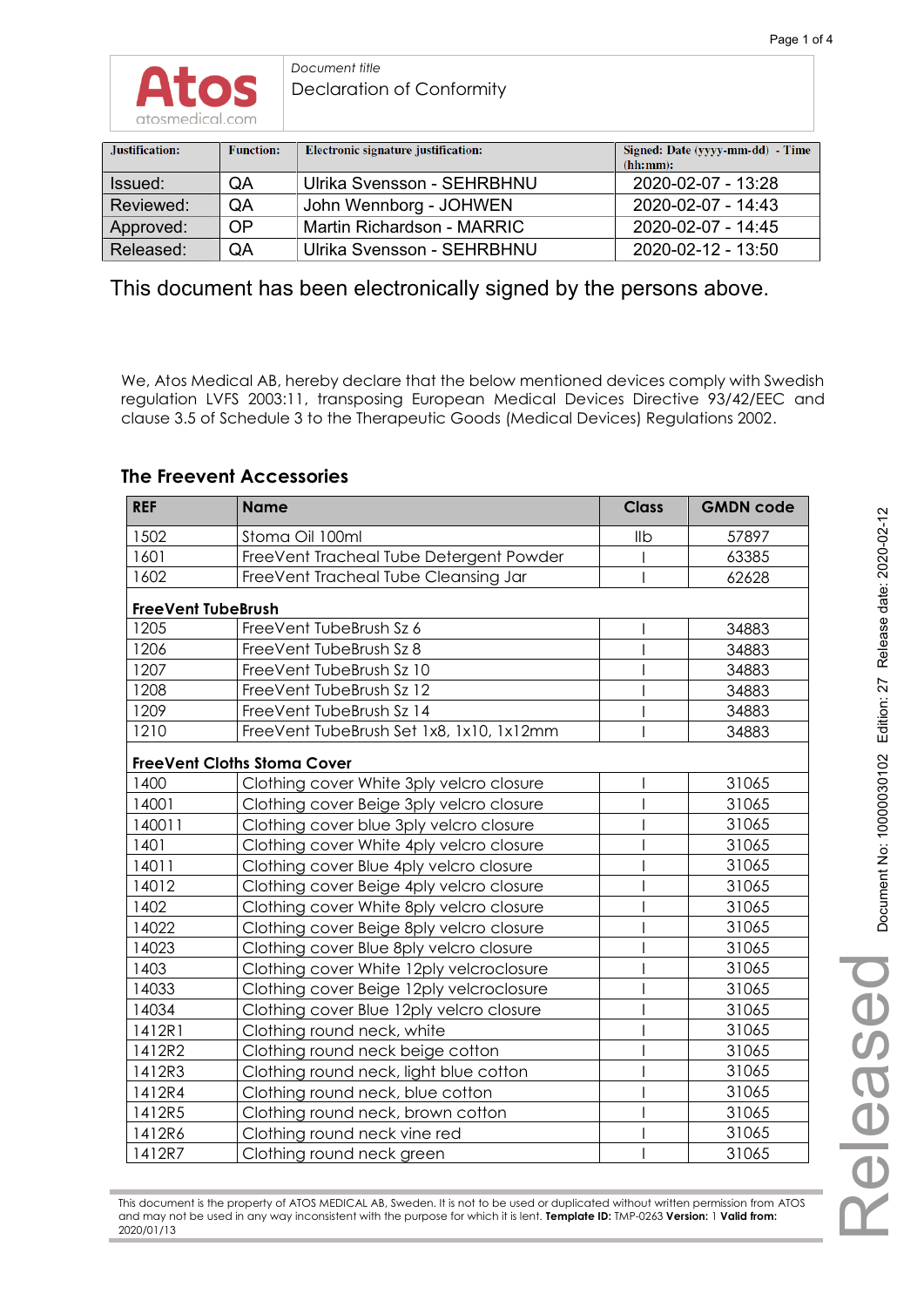*Document title*
Declaration of Conformity

| Justification: | Function: | Electronic signature justification: | Signed: Date (yyyy-mm-dd) - Time (hh:mm): |
|---|---|---|---|
| Issued: | QA | Ulrika Svensson - SEHRBHNU | 2020-02-07 - 13:28 |
| Reviewed: | QA | John Wennborg - JOHWEN | 2020-02-07 - 14:43 |
| Approved: | OP | Martin Richardson - MARRIC | 2020-02-07 - 14:45 |
| Released: | QA | Ulrika Svensson - SEHRBHNU | 2020-02-12 - 13:50 |

This document has been electronically signed by the persons above.

We, Atos Medical AB, hereby declare that the below mentioned devices comply with Swedish regulation LVFS 2003:11, transposing European Medical Devices Directive 93/42/EEC and clause 3.5 of Schedule 3 to the Therapeutic Goods (Medical Devices) Regulations 2002.

## The Freevent Accessories

| REF | Name | Class | GMDN code |
|---|---|---|---|
| 1502 | Stoma Oil 100ml | IIb | 57897 |
| 1601 | FreeVent Tracheal Tube Detergent Powder | I | 63385 |
| 1602 | FreeVent Tracheal Tube Cleansing Jar | I | 62628 |
| **FreeVent TubeBrush** | | | |
| 1205 | FreeVent TubeBrush Sz 6 | I | 34883 |
| 1206 | FreeVent TubeBrush Sz 8 | I | 34883 |
| 1207 | FreeVent TubeBrush Sz 10 | I | 34883 |
| 1208 | FreeVent TubeBrush Sz 12 | I | 34883 |
| 1209 | FreeVent TubeBrush Sz 14 | I | 34883 |
| 1210 | FreeVent TubeBrush Set 1x8, 1x10, 1x12mm | I | 34883 |
| **FreeVent Cloths Stoma Cover** | | | |
| 1400 | Clothing cover White 3ply velcro closure | I | 31065 |
| 14001 | Clothing cover Beige 3ply velcro closure | I | 31065 |
| 140011 | Clothing cover blue 3ply velcro closure | I | 31065 |
| 1401 | Clothing cover White 4ply velcro closure | I | 31065 |
| 14011 | Clothing cover Blue 4ply velcro closure | I | 31065 |
| 14012 | Clothing cover Beige 4ply velcro closure | I | 31065 |
| 1402 | Clothing cover White 8ply velcro closure | I | 31065 |
| 14022 | Clothing cover Beige 8ply velcro closure | I | 31065 |
| 14023 | Clothing cover Blue 8ply velcro closure | I | 31065 |
| 1403 | Clothing cover White 12ply velcroclosure | I | 31065 |
| 14033 | Clothing cover Beige 12ply velcroclosure | I | 31065 |
| 14034 | Clothing cover Blue 12ply velcro closure | I | 31065 |
| 1412R1 | Clothing round neck, white | I | 31065 |
| 1412R2 | Clothing round neck beige cotton | I | 31065 |
| 1412R3 | Clothing round neck, light blue cotton | I | 31065 |
| 1412R4 | Clothing round neck, blue cotton | I | 31065 |
| 1412R5 | Clothing round neck, brown cotton | I | 31065 |
| 1412R6 | Clothing round neck vine red | I | 31065 |
| 1412R7 | Clothing round neck green | I | 31065 |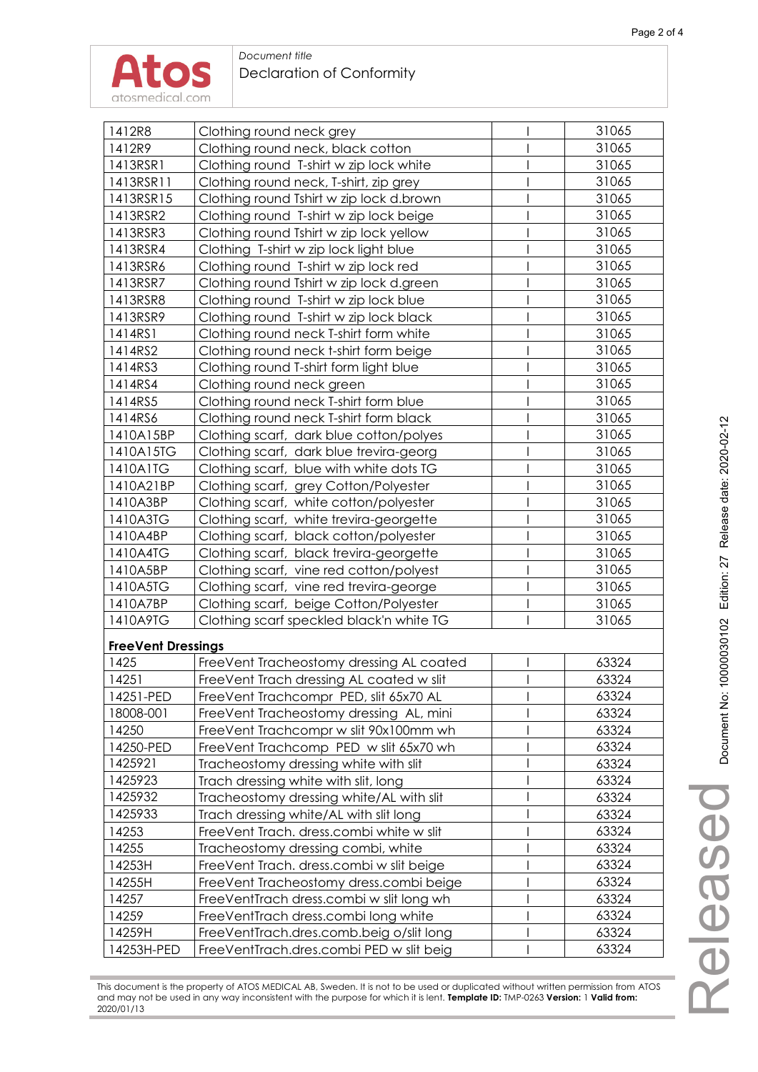| | | | |
|---|---|---|---|
| 1412R8 | Clothing round neck grey | I | 31065 |
| 1412R9 | Clothing round neck, black cotton | I | 31065 |
| 1413RSR1 | Clothing round T-shirt w zip lock white | I | 31065 |
| 1413RSR11 | Clothing round neck, T-shirt, zip grey | I | 31065 |
| 1413RSR15 | Clothing round Tshirt w zip lock d.brown | I | 31065 |
| 1413RSR2 | Clothing round T-shirt w zip lock beige | I | 31065 |
| 1413RSR3 | Clothing round Tshirt w zip lock yellow | I | 31065 |
| 1413RSR4 | Clothing T-shirt w zip lock light blue | I | 31065 |
| 1413RSR6 | Clothing round T-shirt w zip lock red | I | 31065 |
| 1413RSR7 | Clothing round Tshirt w zip lock d.green | I | 31065 |
| 1413RSR8 | Clothing round T-shirt w zip lock blue | I | 31065 |
| 1413RSR9 | Clothing round T-shirt w zip lock black | I | 31065 |
| 1414RS1 | Clothing round neck T-shirt form white | I | 31065 |
| 1414RS2 | Clothing round neck t-shirt form beige | I | 31065 |
| 1414RS3 | Clothing round T-shirt form light blue | I | 31065 |
| 1414RS4 | Clothing round neck green | I | 31065 |
| 1414RS5 | Clothing round neck T-shirt form blue | I | 31065 |
| 1414RS6 | Clothing round neck T-shirt form black | I | 31065 |
| 1410A15BP | Clothing scarf, dark blue cotton/polyes | I | 31065 |
| 1410A15TG | Clothing scarf, dark blue trevira-georg | I | 31065 |
| 1410A1TG | Clothing scarf, blue with white dots TG | I | 31065 |
| 1410A21BP | Clothing scarf, grey Cotton/Polyester | I | 31065 |
| 1410A3BP | Clothing scarf, white cotton/polyester | I | 31065 |
| 1410A3TG | Clothing scarf, white trevira-georgette | I | 31065 |
| 1410A4BP | Clothing scarf, black cotton/polyester | I | 31065 |
| 1410A4TG | Clothing scarf, black trevira-georgette | I | 31065 |
| 1410A5BP | Clothing scarf, vine red cotton/polyest | I | 31065 |
| 1410A5TG | Clothing scarf, vine red trevira-george | I | 31065 |
| 1410A7BP | Clothing scarf, beige Cotton/Polyester | I | 31065 |
| 1410A9TG | Clothing scarf speckled black'n white TG | I | 31065 |
| **FreeVent Dressings** | | | |
| 1425 | FreeVent Tracheostomy dressing AL coated | I | 63324 |
| 14251 | FreeVent Trach dressing AL coated w slit | I | 63324 |
| 14251-PED | FreeVent Trachcompr PED, slit 65x70 AL | I | 63324 |
| 18008-001 | FreeVent Tracheostomy dressing AL, mini | I | 63324 |
| 14250 | FreeVent Trachcompr w slit 90x100mm wh | I | 63324 |
| 14250-PED | FreeVent Trachcomp PED w slit 65x70 wh | I | 63324 |
| 1425921 | Tracheostomy dressing white with slit | I | 63324 |
| 1425923 | Trach dressing white with slit, long | I | 63324 |
| 1425932 | Tracheostomy dressing white/AL with slit | I | 63324 |
| 1425933 | Trach dressing white/AL with slit long | I | 63324 |
| 14253 | FreeVent Trach. dress.combi white w slit | I | 63324 |
| 14255 | Tracheostomy dressing combi, white | I | 63324 |
| 14253H | FreeVent Trach. dress.combi w slit beige | I | 63324 |
| 14255H | FreeVent Tracheostomy dress.combi beige | I | 63324 |
| 14257 | FreeVentTrach dress.combi w slit long wh | I | 63324 |
| 14259 | FreeVentTrach dress.combi long white | I | 63324 |
| 14259H | FreeVentTrach.dres.comb.beig o/slit long | I | 63324 |
| 14253H-PED | FreeVentTrach.dres.combi PED w slit beig | I | 63324 |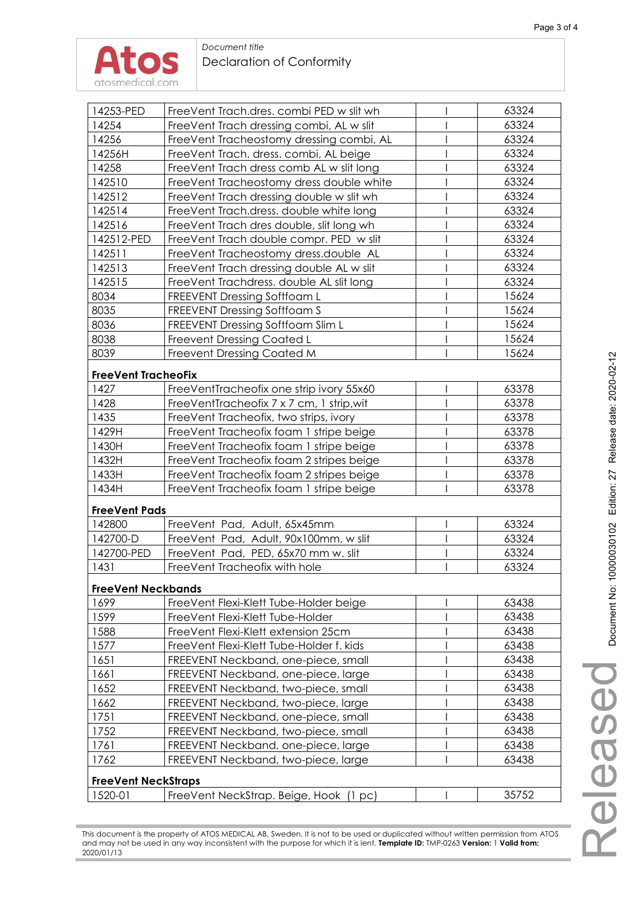| | | | |
|---|---|---|---|
| 14253-PED | FreeVent Trach.dres. combi PED w slit wh | I | 63324 |
| 14254 | FreeVent Trach dressing combi, AL w slit | I | 63324 |
| 14256 | FreeVent Tracheostomy dressing combi, AL | I | 63324 |
| 14256H | FreeVent Trach. dress. combi, AL beige | I | 63324 |
| 14258 | FreeVent Trach dress comb AL w slit long | I | 63324 |
| 142510 | FreeVent Tracheostomy dress double white | I | 63324 |
| 142512 | FreeVent Trach dressing double w slit wh | I | 63324 |
| 142514 | FreeVent Trach.dress. double white long | I | 63324 |
| 142516 | FreeVent Trach dres double, slit long wh | I | 63324 |
| 142512-PED | FreeVent Trach double compr. PED w slit | I | 63324 |
| 142511 | FreeVent Tracheostomy dress.double AL | I | 63324 |
| 142513 | FreeVent Trach dressing double AL w slit | I | 63324 |
| 142515 | FreeVent Trachdress. double AL slit long | I | 63324 |
| 8034 | FREEVENT Dressing Softfoam L | I | 15624 |
| 8035 | FREEVENT Dressing Softfoam S | I | 15624 |
| 8036 | FREEVENT Dressing Softfoam Slim L | I | 15624 |
| 8038 | Freevent Dressing Coated L | I | 15624 |
| 8039 | Freevent Dressing Coated M | I | 15624 |
| **FreeVent TracheoFix** | | | |
| 1427 | FreeVentTracheofix one strip ivory 55x60 | I | 63378 |
| 1428 | FreeVentTracheofix 7 x 7 cm, 1 strip,wit | I | 63378 |
| 1435 | FreeVent Tracheofix, two strips, ivory | I | 63378 |
| 1429H | FreeVent Tracheofix foam 1 stripe beige | I | 63378 |
| 1430H | FreeVent Tracheofix foam 1 stripe beige | I | 63378 |
| 1432H | FreeVent Tracheofix foam 2 stripes beige | I | 63378 |
| 1433H | FreeVent Tracheofix foam 2 stripes beige | I | 63378 |
| 1434H | FreeVent Tracheofix foam 1 stripe beige | I | 63378 |
| **FreeVent Pads** | | | |
| 142800 | FreeVent Pad, Adult, 65x45mm | I | 63324 |
| 142700-D | FreeVent Pad, Adult, 90x100mm, w slit | I | 63324 |
| 142700-PED | FreeVent Pad, PED, 65x70 mm w. slit | I | 63324 |
| 1431 | FreeVent Tracheofix with hole | I | 63324 |
| **FreeVent Neckbands** | | | |
| 1699 | FreeVent Flexi-Klett Tube-Holder beige | I | 63438 |
| 1599 | FreeVent Flexi-Klett Tube-Holder | I | 63438 |
| 1588 | FreeVent Flexi-Klett extension 25cm | I | 63438 |
| 1577 | FreeVent Flexi-Klett Tube-Holder f. kids | I | 63438 |
| 1651 | FREEVENT Neckband, one-piece, small | I | 63438 |
| 1661 | FREEVENT Neckband, one-piece, large | I | 63438 |
| 1652 | FREEVENT Neckband, two-piece, small | I | 63438 |
| 1662 | FREEVENT Neckband, two-piece, large | I | 63438 |
| 1751 | FREEVENT Neckband, one-piece, small | I | 63438 |
| 1752 | FREEVENT Neckband, two-piece, small | I | 63438 |
| 1761 | FREEVENT Neckband, one-piece, large | I | 63438 |
| 1762 | FREEVENT Neckband, two-piece, large | I | 63438 |
| **FreeVent NeckStraps** | | | |
| 1520-01 | FreeVent NeckStrap. Beige, Hook (1 pc) | I | 35752 |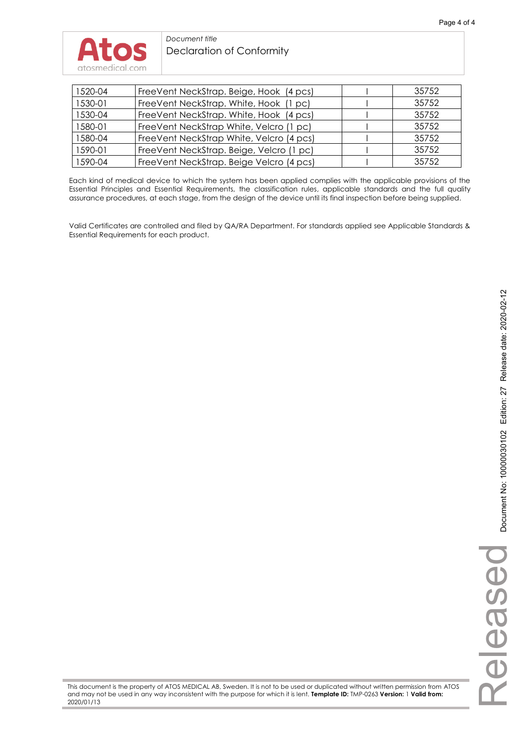| 1520-04 | FreeVent NeckStrap. Beige, Hook (4 pcs) | I | 35752 |
|---|---|---|---|
| 1530-01 | FreeVent NeckStrap. White, Hook (1 pc) | I | 35752 |
| 1530-04 | FreeVent NeckStrap. White, Hook (4 pcs) | I | 35752 |
| 1580-01 | FreeVent NeckStrap White, Velcro (1 pc) | I | 35752 |
| 1580-04 | FreeVent NeckStrap White, Velcro (4 pcs) | I | 35752 |
| 1590-01 | FreeVent NeckStrap. Beige, Velcro (1 pc) | I | 35752 |
| 1590-04 | FreeVent NeckStrap. Beige Velcro (4 pcs) | I | 35752 |

Each kind of medical device to which the system has been applied complies with the applicable provisions of the Essential Principles and Essential Requirements, the classification rules, applicable standards and the full quality assurance procedures, at each stage, from the design of the device until its final inspection before being supplied.

Valid Certificates are controlled and filed by QA/RA Department. For standards applied see Applicable Standards & Essential Requirements for each product.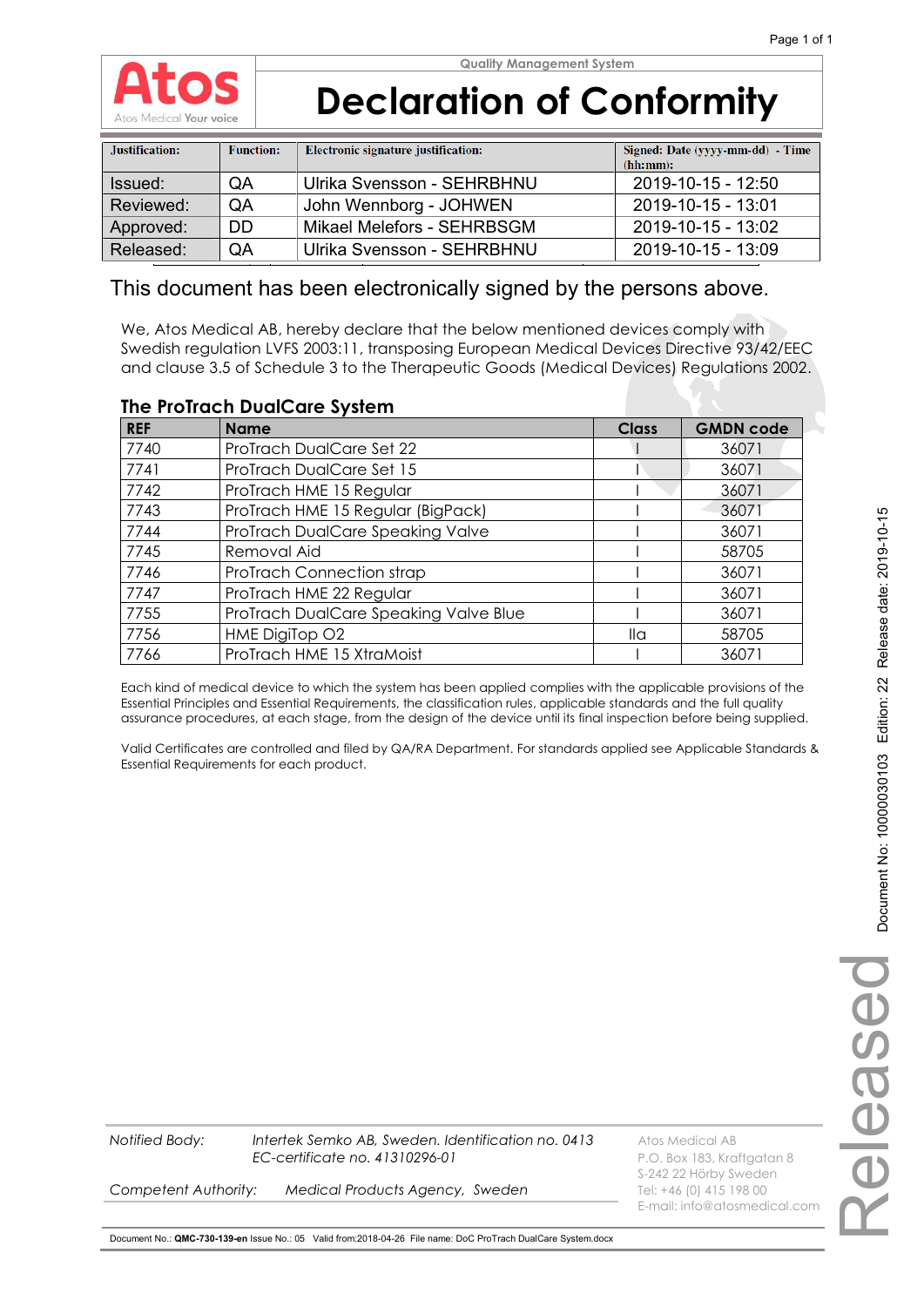**Quality Management System**

# Declaration of Conformity

| Justification: | Function: | Electronic signature justification: | Signed: Date (yyyy-mm-dd) - Time (hh:mm): |
|---|---|---|---|
| Issued: | QA | Ulrika Svensson - SEHRBHNU | 2019-10-15 - 12:50 |
| Reviewed: | QA | John Wennborg - JOHWEN | 2019-10-15 - 13:01 |
| Approved: | DD | Mikael Melefors - SEHRBSGM | 2019-10-15 - 13:02 |
| Released: | QA | Ulrika Svensson - SEHRBHNU | 2019-10-15 - 13:09 |

This document has been electronically signed by the persons above.

We, Atos Medical AB, hereby declare that the below mentioned devices comply with Swedish regulation LVFS 2003:11, transposing European Medical Devices Directive 93/42/EEC and clause 3.5 of Schedule 3 to the Therapeutic Goods (Medical Devices) Regulations 2002.

## The ProTrach DualCare System

| REF | Name | Class | GMDN code |
|---|---|---|---|
| 7740 | ProTrach DualCare Set 22 | I | 36071 |
| 7741 | ProTrach DualCare Set 15 | I | 36071 |
| 7742 | ProTrach HME 15 Regular | I | 36071 |
| 7743 | ProTrach HME 15 Regular (BigPack) | I | 36071 |
| 7744 | ProTrach DualCare Speaking Valve | I | 36071 |
| 7745 | Removal Aid | I | 58705 |
| 7746 | ProTrach Connection strap | I | 36071 |
| 7747 | ProTrach HME 22 Regular | I | 36071 |
| 7755 | ProTrach DualCare Speaking Valve Blue | I | 36071 |
| 7756 | HME DigiTop O2 | IIa | 58705 |
| 7766 | ProTrach HME 15 XtraMoist | I | 36071 |

Each kind of medical device to which the system has been applied complies with the applicable provisions of the Essential Principles and Essential Requirements, the classification rules, applicable standards and the full quality assurance procedures, at each stage, from the design of the device until its final inspection before being supplied.

Valid Certificates are controlled and filed by QA/RA Department. For standards applied see Applicable Standards & Essential Requirements for each product.

*Notified Body:* *Intertek Semko AB, Sweden. Identification no. 0413*
*EC-certificate no. 41310296-01*

*Competent Authority:* *Medical Products Agency, Sweden*

Atos Medical AB
P.O. Box 183, Kraftgatan 8
S-242 22 Hörby Sweden
Tel: +46 (0) 415 198 00
E-mail: info@atosmedical.com

Document No.: **QMC-730-139-en** Issue No.: 05 Valid from:2018-04-26 File name: DoC ProTrach DualCare System.docx

Released — Document No: 10000030103 Edition: 22 Release date: 2019-10-15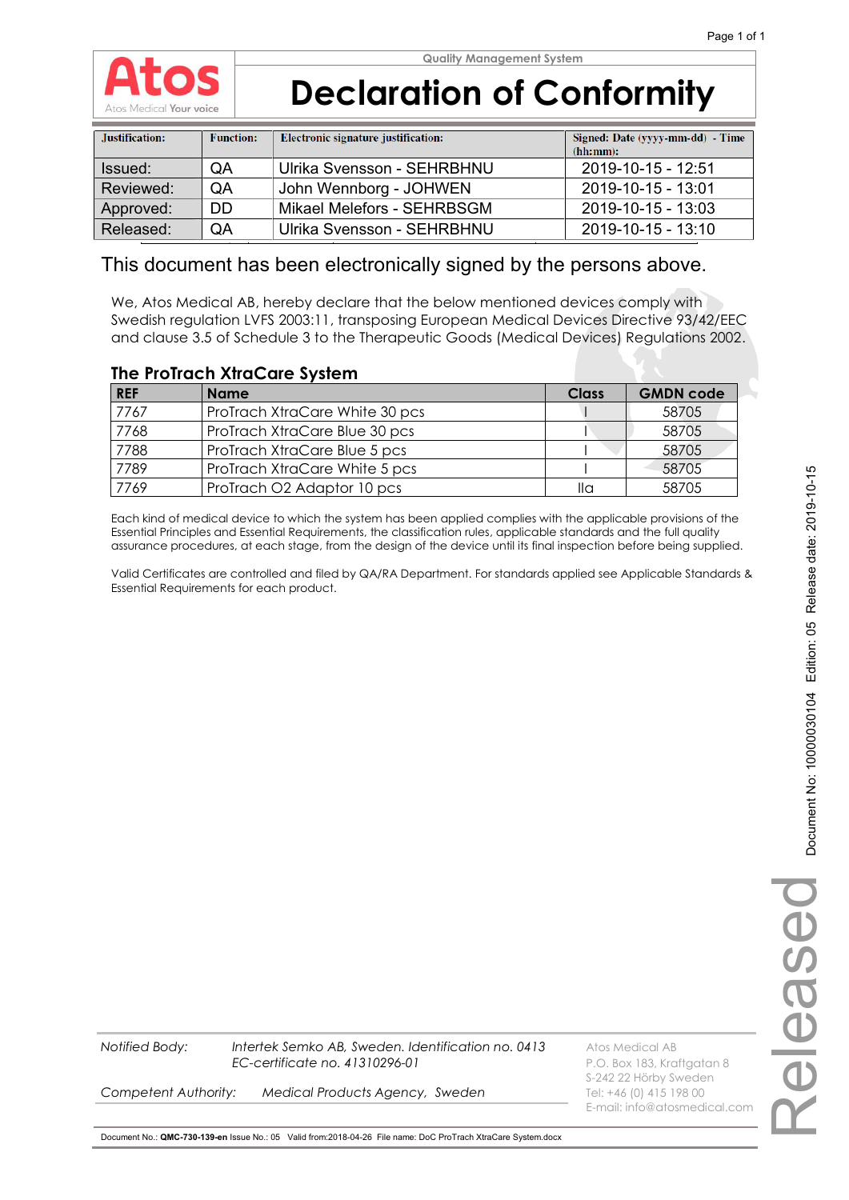Quality Management System

# Declaration of Conformity

| Justification: | Function: | Electronic signature justification: | Signed: Date (yyyy-mm-dd) - Time (hh:mm): |
|---|---|---|---|
| Issued: | QA | Ulrika Svensson - SEHRBHNU | 2019-10-15 - 12:51 |
| Reviewed: | QA | John Wennborg - JOHWEN | 2019-10-15 - 13:01 |
| Approved: | DD | Mikael Melefors - SEHRBSGM | 2019-10-15 - 13:03 |
| Released: | QA | Ulrika Svensson - SEHRBHNU | 2019-10-15 - 13:10 |

This document has been electronically signed by the persons above.

We, Atos Medical AB, hereby declare that the below mentioned devices comply with Swedish regulation LVFS 2003:11, transposing European Medical Devices Directive 93/42/EEC and clause 3.5 of Schedule 3 to the Therapeutic Goods (Medical Devices) Regulations 2002.

## The ProTrach XtraCare System

| REF | Name | Class | GMDN code |
|---|---|---|---|
| 7767 | ProTrach XtraCare White 30 pcs | I | 58705 |
| 7768 | ProTrach XtraCare Blue 30 pcs | I | 58705 |
| 7788 | ProTrach XtraCare Blue 5 pcs | I | 58705 |
| 7789 | ProTrach XtraCare White 5 pcs | I | 58705 |
| 7769 | ProTrach O2 Adaptor 10 pcs | IIa | 58705 |

Each kind of medical device to which the system has been applied complies with the applicable provisions of the Essential Principles and Essential Requirements, the classification rules, applicable standards and the full quality assurance procedures, at each stage, from the design of the device until its final inspection before being supplied.

Valid Certificates are controlled and filed by QA/RA Department. For standards applied see Applicable Standards & Essential Requirements for each product.

*Notified Body:* *Intertek Semko AB, Sweden. Identification no. 0413*
*EC-certificate no. 41310296-01*

*Competent Authority:* *Medical Products Agency, Sweden*

Atos Medical AB
P.O. Box 183, Kraftgatan 8
S-242 22 Hörby Sweden
Tel: +46 (0) 415 198 00
E-mail: info@atosmedical.com

Document No.: **QMC-730-139-en** Issue No.: 05 Valid from:2018-04-26 File name: DoC ProTrach XtraCare System.docx

Document No: 10000030104 Edition: 05 Release date: 2019-10-15

Released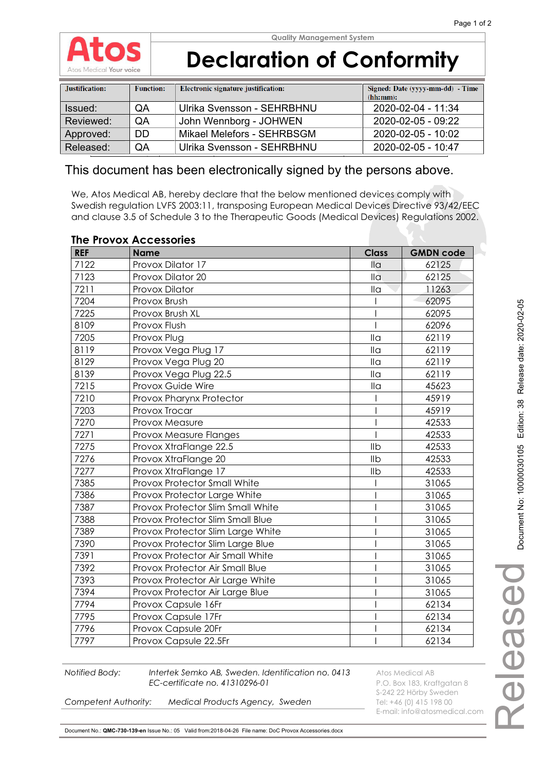Quality Management System

# Declaration of Conformity

| Justification: | Function: | Electronic signature justification: | Signed: Date (yyyy-mm-dd) - Time (hh:mm): |
|---|---|---|---|
| Issued: | QA | Ulrika Svensson - SEHRBHNU | 2020-02-04 - 11:34 |
| Reviewed: | QA | John Wennborg - JOHWEN | 2020-02-05 - 09:22 |
| Approved: | DD | Mikael Melefors - SEHRBSGM | 2020-02-05 - 10:02 |
| Released: | QA | Ulrika Svensson - SEHRBHNU | 2020-02-05 - 10:47 |

This document has been electronically signed by the persons above.

We, Atos Medical AB, hereby declare that the below mentioned devices comply with Swedish regulation LVFS 2003:11, transposing European Medical Devices Directive 93/42/EEC and clause 3.5 of Schedule 3 to the Therapeutic Goods (Medical Devices) Regulations 2002.

## The Provox Accessories

| REF | Name | Class | GMDN code |
|---|---|---|---|
| 7122 | Provox Dilator 17 | IIa | 62125 |
| 7123 | Provox Dilator 20 | IIa | 62125 |
| 7211 | Provox Dilator | IIa | 11263 |
| 7204 | Provox Brush | I | 62095 |
| 7225 | Provox Brush XL | I | 62095 |
| 8109 | Provox Flush | I | 62096 |
| 7205 | Provox Plug | IIa | 62119 |
| 8119 | Provox Vega Plug 17 | IIa | 62119 |
| 8129 | Provox Vega Plug 20 | IIa | 62119 |
| 8139 | Provox Vega Plug 22.5 | IIa | 62119 |
| 7215 | Provox Guide Wire | IIa | 45623 |
| 7210 | Provox Pharynx Protector | I | 45919 |
| 7203 | Provox Trocar | I | 45919 |
| 7270 | Provox Measure | I | 42533 |
| 7271 | Provox Measure Flanges | I | 42533 |
| 7275 | Provox XtraFlange 22.5 | IIb | 42533 |
| 7276 | Provox XtraFlange 20 | IIb | 42533 |
| 7277 | Provox XtraFlange 17 | IIb | 42533 |
| 7385 | Provox Protector Small White | I | 31065 |
| 7386 | Provox Protector Large White | I | 31065 |
| 7387 | Provox Protector Slim Small White | I | 31065 |
| 7388 | Provox Protector Slim Small Blue | I | 31065 |
| 7389 | Provox Protector Slim Large White | I | 31065 |
| 7390 | Provox Protector Slim Large Blue | I | 31065 |
| 7391 | Provox Protector Air Small White | I | 31065 |
| 7392 | Provox Protector Air Small Blue | I | 31065 |
| 7393 | Provox Protector Air Large White | I | 31065 |
| 7394 | Provox Protector Air Large Blue | I | 31065 |
| 7794 | Provox Capsule 16Fr | I | 62134 |
| 7795 | Provox Capsule 17Fr | I | 62134 |
| 7796 | Provox Capsule 20Fr | I | 62134 |
| 7797 | Provox Capsule 22.5Fr | I | 62134 |

*Notified Body:* *Intertek Semko AB, Sweden. Identification no. 0413*
*EC-certificate no. 41310296-01*

*Competent Authority:* *Medical Products Agency, Sweden*

Atos Medical AB
P.O. Box 183, Kraftgatan 8
S-242 22 Hörby Sweden
Tel: +46 (0) 415 198 00
E-mail: info@atosmedical.com

Document No.: **QMC-730-139-en** Issue No.: 05 Valid from:2018-04-26 File name: DoC Provox Accessories.docx

Document No: 1000030105 Edition: 38 Release date: 2020-02-05

Released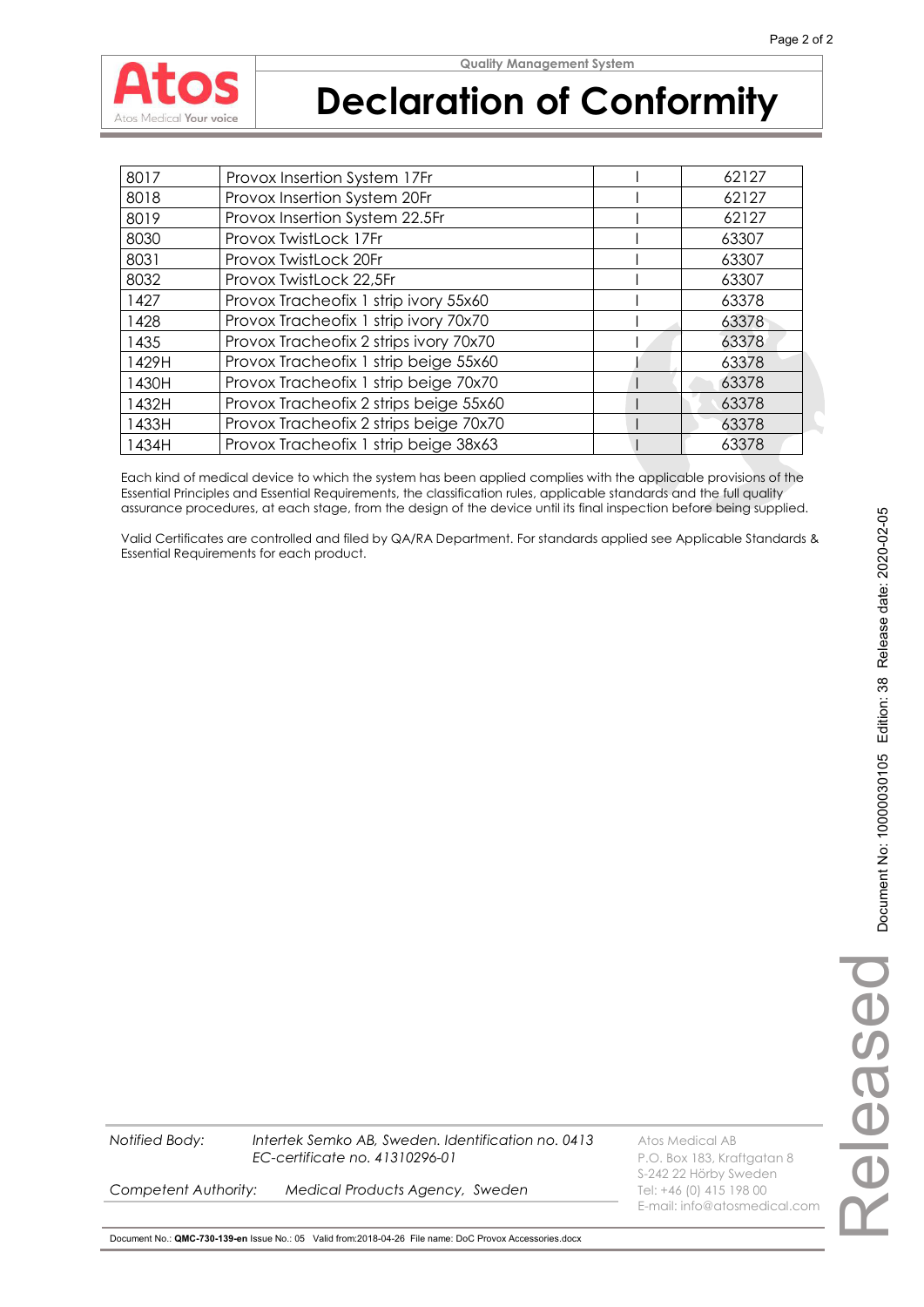# Declaration of Conformity

| 8017 | Provox Insertion System 17Fr | I | 62127 |
|---|---|---|---|
| 8018 | Provox Insertion System 20Fr | I | 62127 |
| 8019 | Provox Insertion System 22.5Fr | I | 62127 |
| 8030 | Provox TwistLock 17Fr | I | 63307 |
| 8031 | Provox TwistLock 20Fr | I | 63307 |
| 8032 | Provox TwistLock 22,5Fr | I | 63307 |
| 1427 | Provox Tracheofix 1 strip ivory 55x60 | I | 63378 |
| 1428 | Provox Tracheofix 1 strip ivory 70x70 | I | 63378 |
| 1435 | Provox Tracheofix 2 strips ivory 70x70 | I | 63378 |
| 1429H | Provox Tracheofix 1 strip beige 55x60 | I | 63378 |
| 1430H | Provox Tracheofix 1 strip beige 70x70 | I | 63378 |
| 1432H | Provox Tracheofix 2 strips beige 55x60 | I | 63378 |
| 1433H | Provox Tracheofix 2 strips beige 70x70 | I | 63378 |
| 1434H | Provox Tracheofix 1 strip beige 38x63 | I | 63378 |

Each kind of medical device to which the system has been applied complies with the applicable provisions of the Essential Principles and Essential Requirements, the classification rules, applicable standards and the full quality assurance procedures, at each stage, from the design of the device until its final inspection before being supplied.

Valid Certificates are controlled and filed by QA/RA Department. For standards applied see Applicable Standards & Essential Requirements for each product.

*Notified Body:* *Intertek Semko AB, Sweden. Identification no. 0413*
*EC-certificate no. 41310296-01*

*Competent Authority:* *Medical Products Agency, Sweden*

Atos Medical AB
P.O. Box 183, Kraftgatan 8
S-242 22 Hörby Sweden
Tel: +46 (0) 415 198 00
E-mail: info@atosmedical.com

Document No.: **QMC-730-139-en** Issue No.: 05 Valid from:2018-04-26 File name: DoC Provox Accessories.docx

Document No: 10000030105 Edition: 38 Release date: 2020-02-05

Released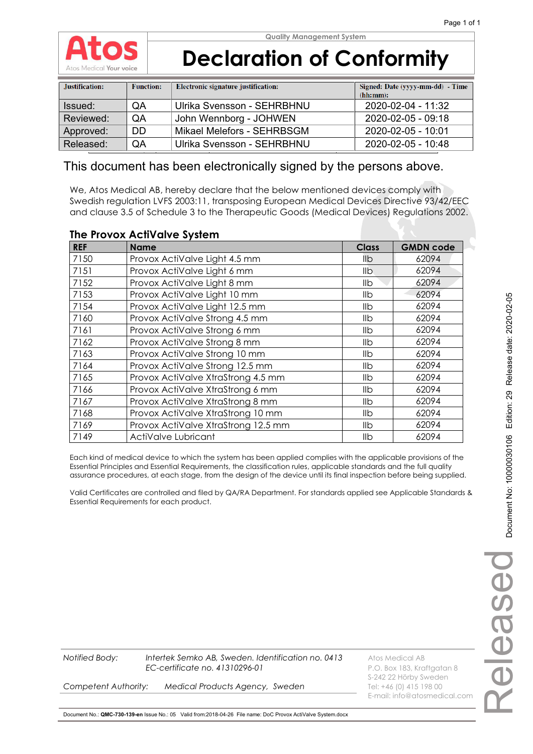Atos Medical Your voice

Quality Management System

# Declaration of Conformity

| Justification: | Function: | Electronic signature justification: | Signed: Date (yyyy-mm-dd) - Time (hh:mm): |
|---|---|---|---|
| Issued: | QA | Ulrika Svensson - SEHRBHNU | 2020-02-04 - 11:32 |
| Reviewed: | QA | John Wennborg - JOHWEN | 2020-02-05 - 09:18 |
| Approved: | DD | Mikael Melefors - SEHRBSGM | 2020-02-05 - 10:01 |
| Released: | QA | Ulrika Svensson - SEHRBHNU | 2020-02-05 - 10:48 |

This document has been electronically signed by the persons above.

We, Atos Medical AB, hereby declare that the below mentioned devices comply with Swedish regulation LVFS 2003:11, transposing European Medical Devices Directive 93/42/EEC and clause 3.5 of Schedule 3 to the Therapeutic Goods (Medical Devices) Regulations 2002.

## The Provox ActiValve System

| REF | Name | Class | GMDN code |
|---|---|---|---|
| 7150 | Provox ActiValve Light 4.5 mm | IIb | 62094 |
| 7151 | Provox ActiValve Light 6 mm | IIb | 62094 |
| 7152 | Provox ActiValve Light 8 mm | IIb | 62094 |
| 7153 | Provox ActiValve Light 10 mm | IIb | 62094 |
| 7154 | Provox ActiValve Light 12.5 mm | IIb | 62094 |
| 7160 | Provox ActiValve Strong 4.5 mm | IIb | 62094 |
| 7161 | Provox ActiValve Strong 6 mm | IIb | 62094 |
| 7162 | Provox ActiValve Strong 8 mm | IIb | 62094 |
| 7163 | Provox ActiValve Strong 10 mm | IIb | 62094 |
| 7164 | Provox ActiValve Strong 12.5 mm | IIb | 62094 |
| 7165 | Provox ActiValve XtraStrong 4.5 mm | IIb | 62094 |
| 7166 | Provox ActiValve XtraStrong 6 mm | IIb | 62094 |
| 7167 | Provox ActiValve XtraStrong 8 mm | IIb | 62094 |
| 7168 | Provox ActiValve XtraStrong 10 mm | IIb | 62094 |
| 7169 | Provox ActiValve XtraStrong 12.5 mm | IIb | 62094 |
| 7149 | ActiValve Lubricant | IIb | 62094 |

Each kind of medical device to which the system has been applied complies with the applicable provisions of the Essential Principles and Essential Requirements, the classification rules, applicable standards and the full quality assurance procedures, at each stage, from the design of the device until its final inspection before being supplied.

Valid Certificates are controlled and filed by QA/RA Department. For standards applied see Applicable Standards & Essential Requirements for each product.

*Notified Body:* *Intertek Semko AB, Sweden. Identification no. 0413*
*EC-certificate no. 41310296-01*

*Competent Authority:* *Medical Products Agency, Sweden*

Atos Medical AB
P.O. Box 183, Kraftgatan 8
S-242 22 Hörby Sweden
Tel: +46 (0) 415 198 00
E-mail: info@atosmedical.com

Document No.: **QMC-730-139-en** Issue No.: 05 Valid from:2018-04-26 File name: DoC Provox ActiValve System.docx

Document No: 1000030106 Edition: 29 Release date: 2020-02-05

Released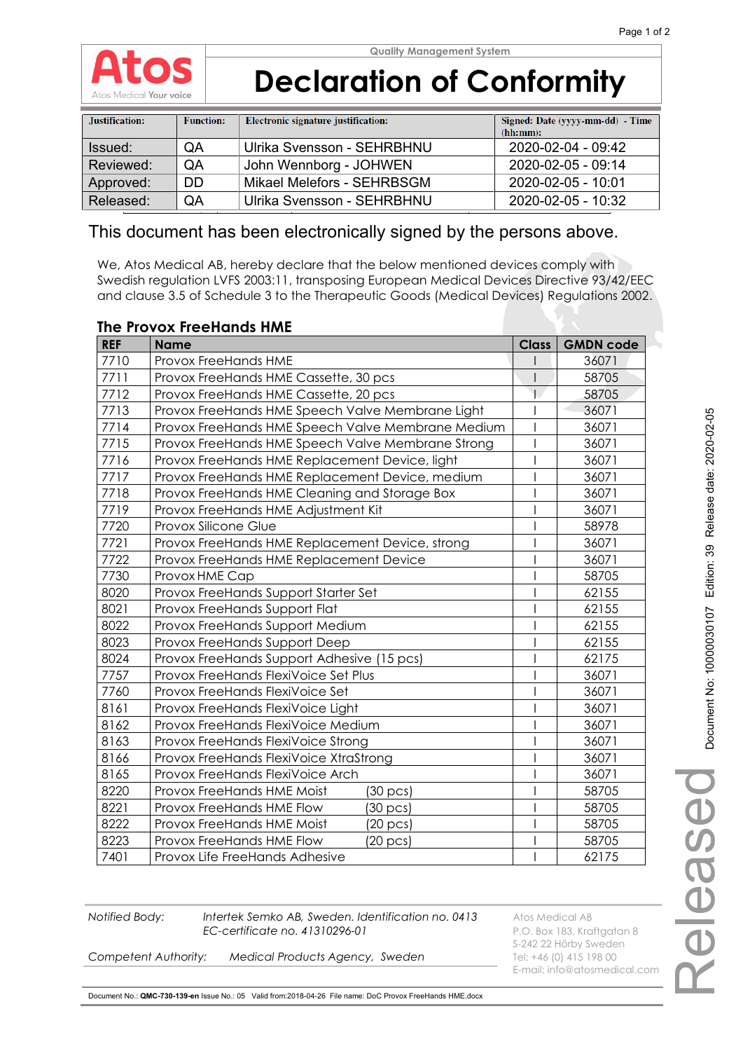Quality Management System

# Declaration of Conformity

| Justification: | Function: | Electronic signature justification: | Signed: Date (yyyy-mm-dd) - Time (hh:mm): |
|---|---|---|---|
| Issued: | QA | Ulrika Svensson - SEHRBHNU | 2020-02-04 - 09:42 |
| Reviewed: | QA | John Wennborg - JOHWEN | 2020-02-05 - 09:14 |
| Approved: | DD | Mikael Melefors - SEHRBSGM | 2020-02-05 - 10:01 |
| Released: | QA | Ulrika Svensson - SEHRBHNU | 2020-02-05 - 10:32 |

This document has been electronically signed by the persons above.

We, Atos Medical AB, hereby declare that the below mentioned devices comply with Swedish regulation LVFS 2003:11, transposing European Medical Devices Directive 93/42/EEC and clause 3.5 of Schedule 3 to the Therapeutic Goods (Medical Devices) Regulations 2002.

## The Provox FreeHands HME

| REF | Name | Class | GMDN code |
|---|---|---|---|
| 7710 | Provox FreeHands HME | I | 36071 |
| 7711 | Provox FreeHands HME Cassette, 30 pcs | I | 58705 |
| 7712 | Provox FreeHands HME Cassette, 20 pcs | I | 58705 |
| 7713 | Provox FreeHands HME Speech Valve Membrane Light | I | 36071 |
| 7714 | Provox FreeHands HME Speech Valve Membrane Medium | I | 36071 |
| 7715 | Provox FreeHands HME Speech Valve Membrane Strong | I | 36071 |
| 7716 | Provox FreeHands HME Replacement Device, light | I | 36071 |
| 7717 | Provox FreeHands HME Replacement Device, medium | I | 36071 |
| 7718 | Provox FreeHands HME Cleaning and Storage Box | I | 36071 |
| 7719 | Provox FreeHands HME Adjustment Kit | I | 36071 |
| 7720 | Provox Silicone Glue | I | 58978 |
| 7721 | Provox FreeHands HME Replacement Device, strong | I | 36071 |
| 7722 | Provox FreeHands HME Replacement Device | I | 36071 |
| 7730 | Provox HME Cap | I | 58705 |
| 8020 | Provox FreeHands Support Starter Set | I | 62155 |
| 8021 | Provox FreeHands Support Flat | I | 62155 |
| 8022 | Provox FreeHands Support Medium | I | 62155 |
| 8023 | Provox FreeHands Support Deep | I | 62155 |
| 8024 | Provox FreeHands Support Adhesive (15 pcs) | I | 62175 |
| 7757 | Provox FreeHands FlexiVoice Set Plus | I | 36071 |
| 7760 | Provox FreeHands FlexiVoice Set | I | 36071 |
| 8161 | Provox FreeHands FlexiVoice Light | I | 36071 |
| 8162 | Provox FreeHands FlexiVoice Medium | I | 36071 |
| 8163 | Provox FreeHands FlexiVoice Strong | I | 36071 |
| 8166 | Provox FreeHands FlexiVoice XtraStrong | I | 36071 |
| 8165 | Provox FreeHands FlexiVoice Arch | I | 36071 |
| 8220 | Provox FreeHands HME Moist (30 pcs) | I | 58705 |
| 8221 | Provox FreeHands HME Flow (30 pcs) | I | 58705 |
| 8222 | Provox FreeHands HME Moist (20 pcs) | I | 58705 |
| 8223 | Provox FreeHands HME Flow (20 pcs) | I | 58705 |
| 7401 | Provox Life FreeHands Adhesive | I | 62175 |

*Notified Body:* *Intertek Semko AB, Sweden. Identification no. 0413*
*EC-certificate no. 41310296-01*

*Competent Authority:* *Medical Products Agency, Sweden*

Atos Medical AB
P.O. Box 183, Kraftgatan 8
S-242 22 Hörby Sweden
Tel: +46 (0) 415 198 00
E-mail: info@atosmedical.com

Document No.: **QMC-730-139-en** Issue No.: 05 Valid from:2018-04-26 File name: DoC Provox FreeHands HME.docx

Document No: 10000030107 Edition: 39 Release date: 2020-02-05

Released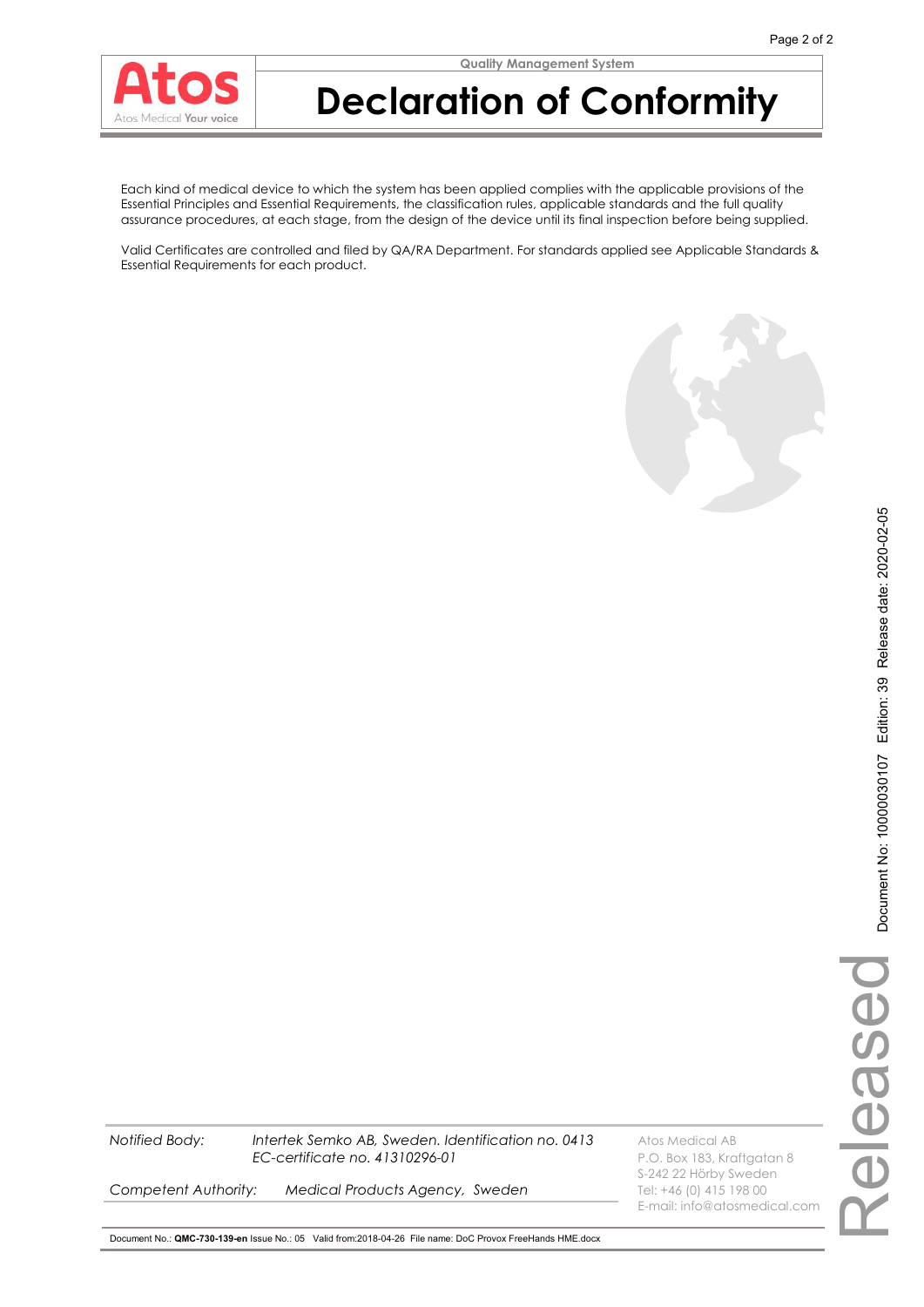# Declaration of Conformity

Each kind of medical device to which the system has been applied complies with the applicable provisions of the Essential Principles and Essential Requirements, the classification rules, applicable standards and the full quality assurance procedures, at each stage, from the design of the device until its final inspection before being supplied.

Valid Certificates are controlled and filed by QA/RA Department. For standards applied see Applicable Standards & Essential Requirements for each product.

*Notified Body:* *Intertek Semko AB, Sweden. Identification no. 0413*
*EC-certificate no. 41310296-01*

*Competent Authority:* *Medical Products Agency, Sweden*

Atos Medical AB
P.O. Box 183, Kraftgatan 8
S-242 22 Hörby Sweden
Tel: +46 (0) 415 198 00
E-mail: info@atosmedical.com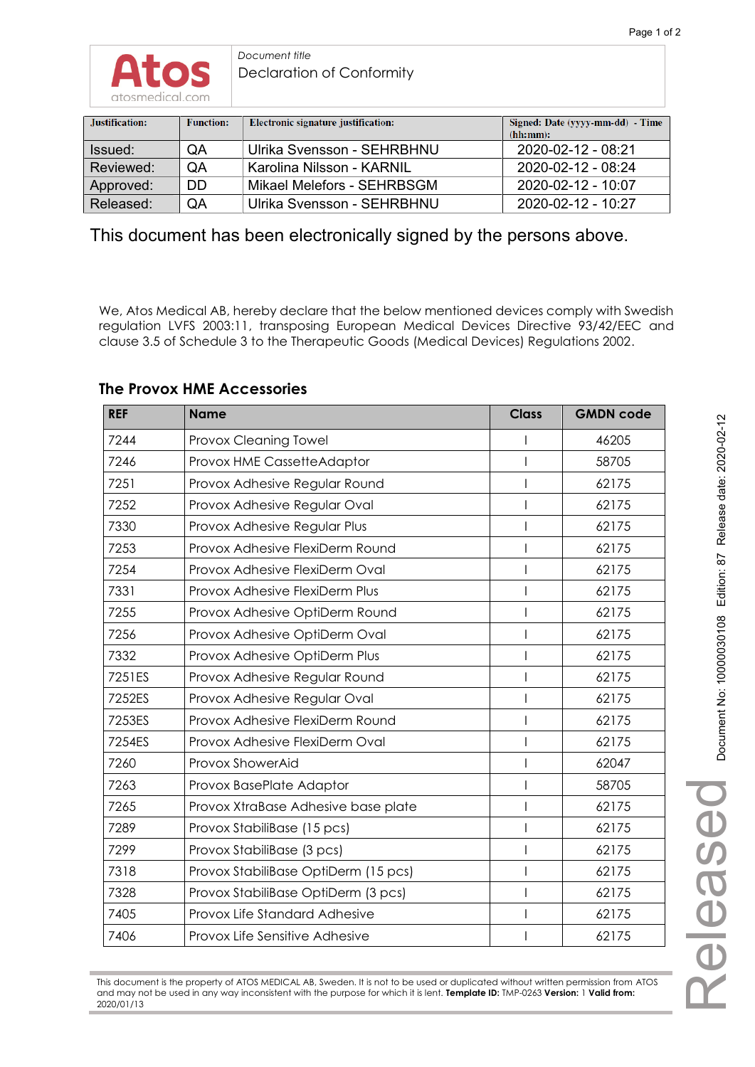Document title

Declaration of Conformity

| Justification: | Function: | Electronic signature justification: | Signed: Date (yyyy-mm-dd) - Time (hh:mm): |
|---|---|---|---|
| Issued: | QA | Ulrika Svensson - SEHRBHNU | 2020-02-12 - 08:21 |
| Reviewed: | QA | Karolina Nilsson - KARNIL | 2020-02-12 - 08:24 |
| Approved: | DD | Mikael Melefors - SEHRBSGM | 2020-02-12 - 10:07 |
| Released: | QA | Ulrika Svensson - SEHRBHNU | 2020-02-12 - 10:27 |

This document has been electronically signed by the persons above.

We, Atos Medical AB, hereby declare that the below mentioned devices comply with Swedish regulation LVFS 2003:11, transposing European Medical Devices Directive 93/42/EEC and clause 3.5 of Schedule 3 to the Therapeutic Goods (Medical Devices) Regulations 2002.

## The Provox HME Accessories

| REF | Name | Class | GMDN code |
|---|---|---|---|
| 7244 | Provox Cleaning Towel | I | 46205 |
| 7246 | Provox HME CassetteAdaptor | I | 58705 |
| 7251 | Provox Adhesive Regular Round | I | 62175 |
| 7252 | Provox Adhesive Regular Oval | I | 62175 |
| 7330 | Provox Adhesive Regular Plus | I | 62175 |
| 7253 | Provox Adhesive FlexiDerm Round | I | 62175 |
| 7254 | Provox Adhesive FlexiDerm Oval | I | 62175 |
| 7331 | Provox Adhesive FlexiDerm Plus | I | 62175 |
| 7255 | Provox Adhesive OptiDerm Round | I | 62175 |
| 7256 | Provox Adhesive OptiDerm Oval | I | 62175 |
| 7332 | Provox Adhesive OptiDerm Plus | I | 62175 |
| 7251ES | Provox Adhesive Regular Round | I | 62175 |
| 7252ES | Provox Adhesive Regular Oval | I | 62175 |
| 7253ES | Provox Adhesive FlexiDerm Round | I | 62175 |
| 7254ES | Provox Adhesive FlexiDerm Oval | I | 62175 |
| 7260 | Provox ShowerAid | I | 62047 |
| 7263 | Provox BasePlate Adaptor | I | 58705 |
| 7265 | Provox XtraBase Adhesive base plate | I | 62175 |
| 7289 | Provox StabiliBase (15 pcs) | I | 62175 |
| 7299 | Provox StabiliBase (3 pcs) | I | 62175 |
| 7318 | Provox StabiliBase OptiDerm (15 pcs) | I | 62175 |
| 7328 | Provox StabiliBase OptiDerm (3 pcs) | I | 62175 |
| 7405 | Provox Life Standard Adhesive | I | 62175 |
| 7406 | Provox Life Sensitive Adhesive | I | 62175 |

This document is the property of ATOS MEDICAL AB, Sweden. It is not to be used or duplicated without written permission from ATOS and may not be used in any way inconsistent with the purpose for which it is lent. **Template ID:** TMP-0263 **Version:** 1 **Valid from:** 2020/01/13

Document No: 10000030108 Edition: 87 Release date: 2020-02-12

Released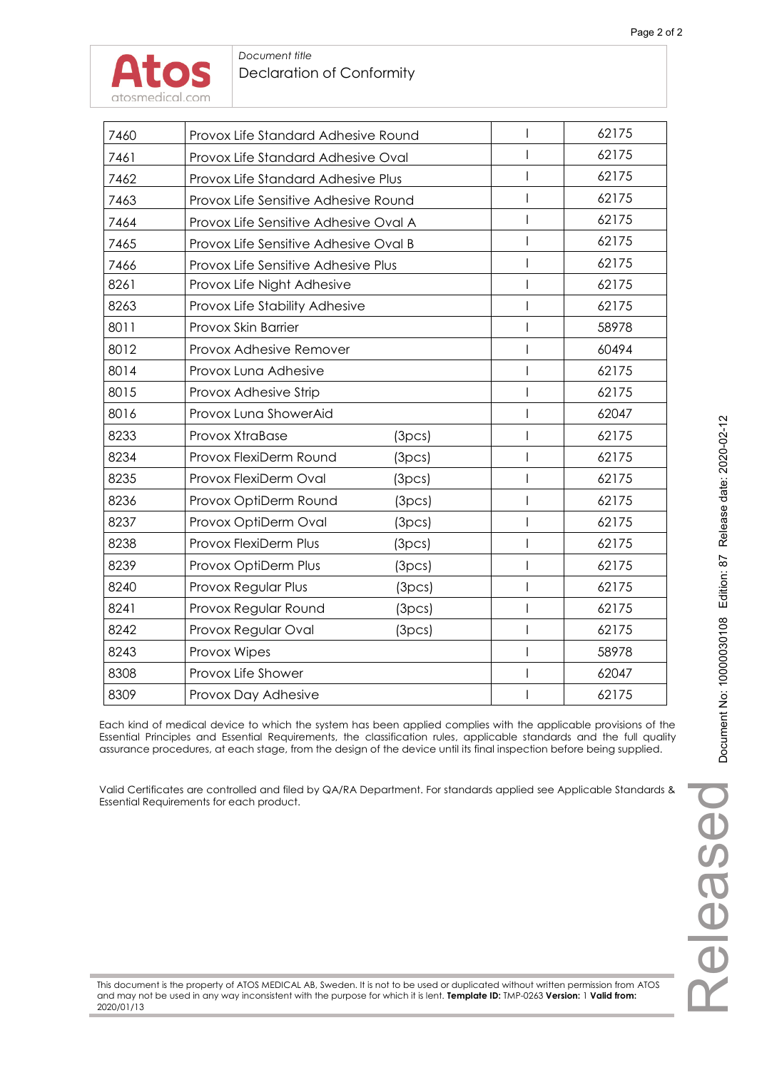Document title

# Declaration of Conformity

| | | | |
|---|---|---|---|
| 7460 | Provox Life Standard Adhesive Round | I | 62175 |
| 7461 | Provox Life Standard Adhesive Oval | I | 62175 |
| 7462 | Provox Life Standard Adhesive Plus | I | 62175 |
| 7463 | Provox Life Sensitive Adhesive Round | I | 62175 |
| 7464 | Provox Life Sensitive Adhesive Oval A | I | 62175 |
| 7465 | Provox Life Sensitive Adhesive Oval B | I | 62175 |
| 7466 | Provox Life Sensitive Adhesive Plus | I | 62175 |
| 8261 | Provox Life Night Adhesive | I | 62175 |
| 8263 | Provox Life Stability Adhesive | I | 62175 |
| 8011 | Provox Skin Barrier | I | 58978 |
| 8012 | Provox Adhesive Remover | I | 60494 |
| 8014 | Provox Luna Adhesive | I | 62175 |
| 8015 | Provox Adhesive Strip | I | 62175 |
| 8016 | Provox Luna ShowerAid | I | 62047 |
| 8233 | Provox XtraBase (3pcs) | I | 62175 |
| 8234 | Provox FlexiDerm Round (3pcs) | I | 62175 |
| 8235 | Provox FlexiDerm Oval (3pcs) | I | 62175 |
| 8236 | Provox OptiDerm Round (3pcs) | I | 62175 |
| 8237 | Provox OptiDerm Oval (3pcs) | I | 62175 |
| 8238 | Provox FlexiDerm Plus (3pcs) | I | 62175 |
| 8239 | Provox OptiDerm Plus (3pcs) | I | 62175 |
| 8240 | Provox Regular Plus (3pcs) | I | 62175 |
| 8241 | Provox Regular Round (3pcs) | I | 62175 |
| 8242 | Provox Regular Oval (3pcs) | I | 62175 |
| 8243 | Provox Wipes | I | 58978 |
| 8308 | Provox Life Shower | I | 62047 |
| 8309 | Provox Day Adhesive | I | 62175 |

Each kind of medical device to which the system has been applied complies with the applicable provisions of the Essential Principles and Essential Requirements, the classification rules, applicable standards and the full quality assurance procedures, at each stage, from the design of the device until its final inspection before being supplied.

Valid Certificates are controlled and filed by QA/RA Department. For standards applied see Applicable Standards & Essential Requirements for each product.

This document is the property of ATOS MEDICAL AB, Sweden. It is not to be used or duplicated without written permission from ATOS and may not be used in any way inconsistent with the purpose for which it is lent. **Template ID:** TMP-0263 **Version:** 1 **Valid from:** 2020/01/13

Document No: 10000030108 Edition: 87 Release date: 2020-02-12

Released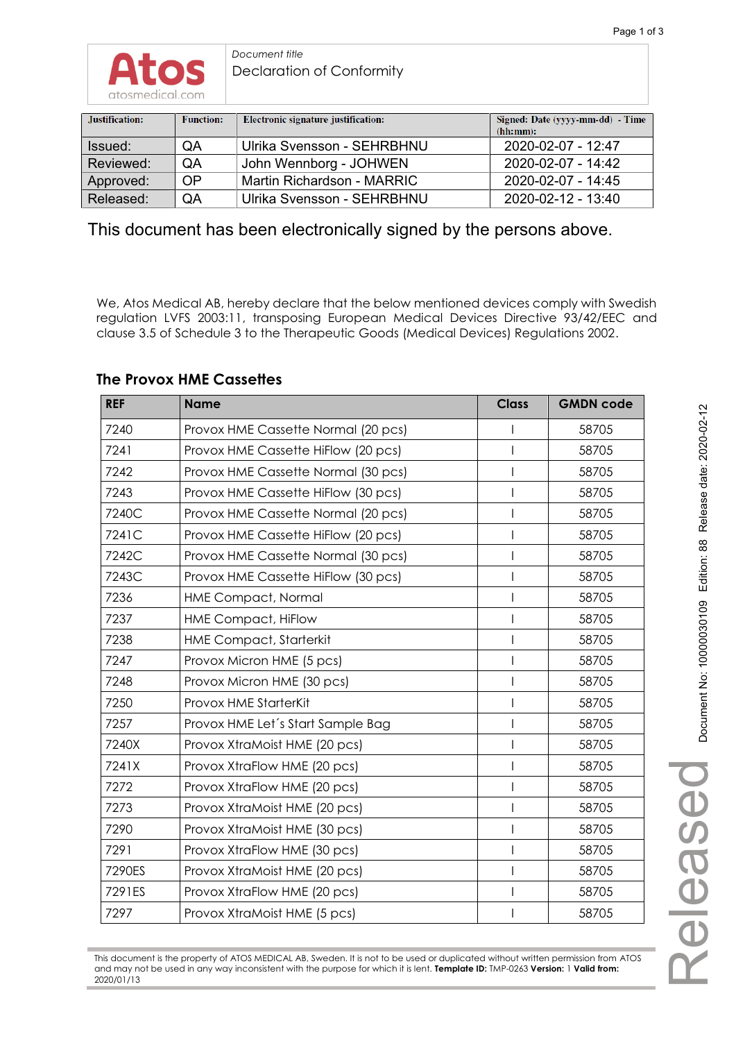Document title
Declaration of Conformity

| Justification: | Function: | Electronic signature justification: | Signed: Date (yyyy-mm-dd) - Time (hh:mm): |
|---|---|---|---|
| Issued: | QA | Ulrika Svensson - SEHRBHNU | 2020-02-07 - 12:47 |
| Reviewed: | QA | John Wennborg - JOHWEN | 2020-02-07 - 14:42 |
| Approved: | OP | Martin Richardson - MARRIC | 2020-02-07 - 14:45 |
| Released: | QA | Ulrika Svensson - SEHRBHNU | 2020-02-12 - 13:40 |

This document has been electronically signed by the persons above.

We, Atos Medical AB, hereby declare that the below mentioned devices comply with Swedish regulation LVFS 2003:11, transposing European Medical Devices Directive 93/42/EEC and clause 3.5 of Schedule 3 to the Therapeutic Goods (Medical Devices) Regulations 2002.

## The Provox HME Cassettes

| REF | Name | Class | GMDN code |
|---|---|---|---|
| 7240 | Provox HME Cassette Normal (20 pcs) | I | 58705 |
| 7241 | Provox HME Cassette HiFlow (20 pcs) | I | 58705 |
| 7242 | Provox HME Cassette Normal (30 pcs) | I | 58705 |
| 7243 | Provox HME Cassette HiFlow (30 pcs) | I | 58705 |
| 7240C | Provox HME Cassette Normal (20 pcs) | I | 58705 |
| 7241C | Provox HME Cassette HiFlow (20 pcs) | I | 58705 |
| 7242C | Provox HME Cassette Normal (30 pcs) | I | 58705 |
| 7243C | Provox HME Cassette HiFlow (30 pcs) | I | 58705 |
| 7236 | HME Compact, Normal | I | 58705 |
| 7237 | HME Compact, HiFlow | I | 58705 |
| 7238 | HME Compact, Starterkit | I | 58705 |
| 7247 | Provox Micron HME (5 pcs) | I | 58705 |
| 7248 | Provox Micron HME (30 pcs) | I | 58705 |
| 7250 | Provox HME StarterKit | I | 58705 |
| 7257 | Provox HME Let´s Start Sample Bag | I | 58705 |
| 7240X | Provox XtraMoist HME (20 pcs) | I | 58705 |
| 7241X | Provox XtraFlow HME (20 pcs) | I | 58705 |
| 7272 | Provox XtraFlow HME (20 pcs) | I | 58705 |
| 7273 | Provox XtraMoist HME (20 pcs) | I | 58705 |
| 7290 | Provox XtraMoist HME (30 pcs) | I | 58705 |
| 7291 | Provox XtraFlow HME (30 pcs) | I | 58705 |
| 7290ES | Provox XtraMoist HME (20 pcs) | I | 58705 |
| 7291ES | Provox XtraFlow HME (20 pcs) | I | 58705 |
| 7297 | Provox XtraMoist HME (5 pcs) | I | 58705 |

Document No: 10000030109 Edition: 88 Release date: 2020-02-12

Released

This document is the property of ATOS MEDICAL AB, Sweden. It is not to be used or duplicated without written permission from ATOS and may not be used in any way inconsistent with the purpose for which it is lent. **Template ID:** TMP-0263 **Version:** 1 **Valid from:** 2020/01/13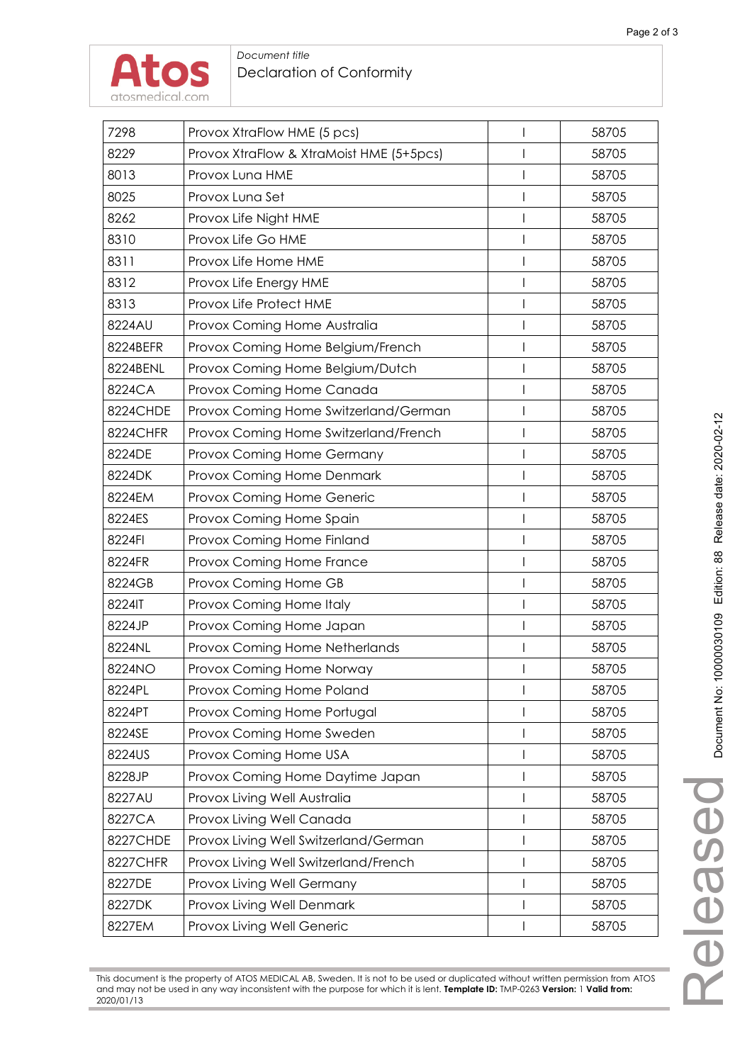| 7298 | Provox XtraFlow HME (5 pcs) | I | 58705 |
|---|---|---|---|
| 8229 | Provox XtraFlow & XtraMoist HME (5+5pcs) | I | 58705 |
| 8013 | Provox Luna HME | I | 58705 |
| 8025 | Provox Luna Set | I | 58705 |
| 8262 | Provox Life Night HME | I | 58705 |
| 8310 | Provox Life Go HME | I | 58705 |
| 8311 | Provox Life Home HME | I | 58705 |
| 8312 | Provox Life Energy HME | I | 58705 |
| 8313 | Provox Life Protect HME | I | 58705 |
| 8224AU | Provox Coming Home Australia | I | 58705 |
| 8224BEFR | Provox Coming Home Belgium/French | I | 58705 |
| 8224BENL | Provox Coming Home Belgium/Dutch | I | 58705 |
| 8224CA | Provox Coming Home Canada | I | 58705 |
| 8224CHDE | Provox Coming Home Switzerland/German | I | 58705 |
| 8224CHFR | Provox Coming Home Switzerland/French | I | 58705 |
| 8224DE | Provox Coming Home Germany | I | 58705 |
| 8224DK | Provox Coming Home Denmark | I | 58705 |
| 8224EM | Provox Coming Home Generic | I | 58705 |
| 8224ES | Provox Coming Home Spain | I | 58705 |
| 8224FI | Provox Coming Home Finland | I | 58705 |
| 8224FR | Provox Coming Home France | I | 58705 |
| 8224GB | Provox Coming Home GB | I | 58705 |
| 8224IT | Provox Coming Home Italy | I | 58705 |
| 8224JP | Provox Coming Home Japan | I | 58705 |
| 8224NL | Provox Coming Home Netherlands | I | 58705 |
| 8224NO | Provox Coming Home Norway | I | 58705 |
| 8224PL | Provox Coming Home Poland | I | 58705 |
| 8224PT | Provox Coming Home Portugal | I | 58705 |
| 8224SE | Provox Coming Home Sweden | I | 58705 |
| 8224US | Provox Coming Home USA | I | 58705 |
| 8228JP | Provox Coming Home Daytime Japan | I | 58705 |
| 8227AU | Provox Living Well Australia | I | 58705 |
| 8227CA | Provox Living Well Canada | I | 58705 |
| 8227CHDE | Provox Living Well Switzerland/German | I | 58705 |
| 8227CHFR | Provox Living Well Switzerland/French | I | 58705 |
| 8227DE | Provox Living Well Germany | I | 58705 |
| 8227DK | Provox Living Well Denmark | I | 58705 |
| 8227EM | Provox Living Well Generic | I | 58705 |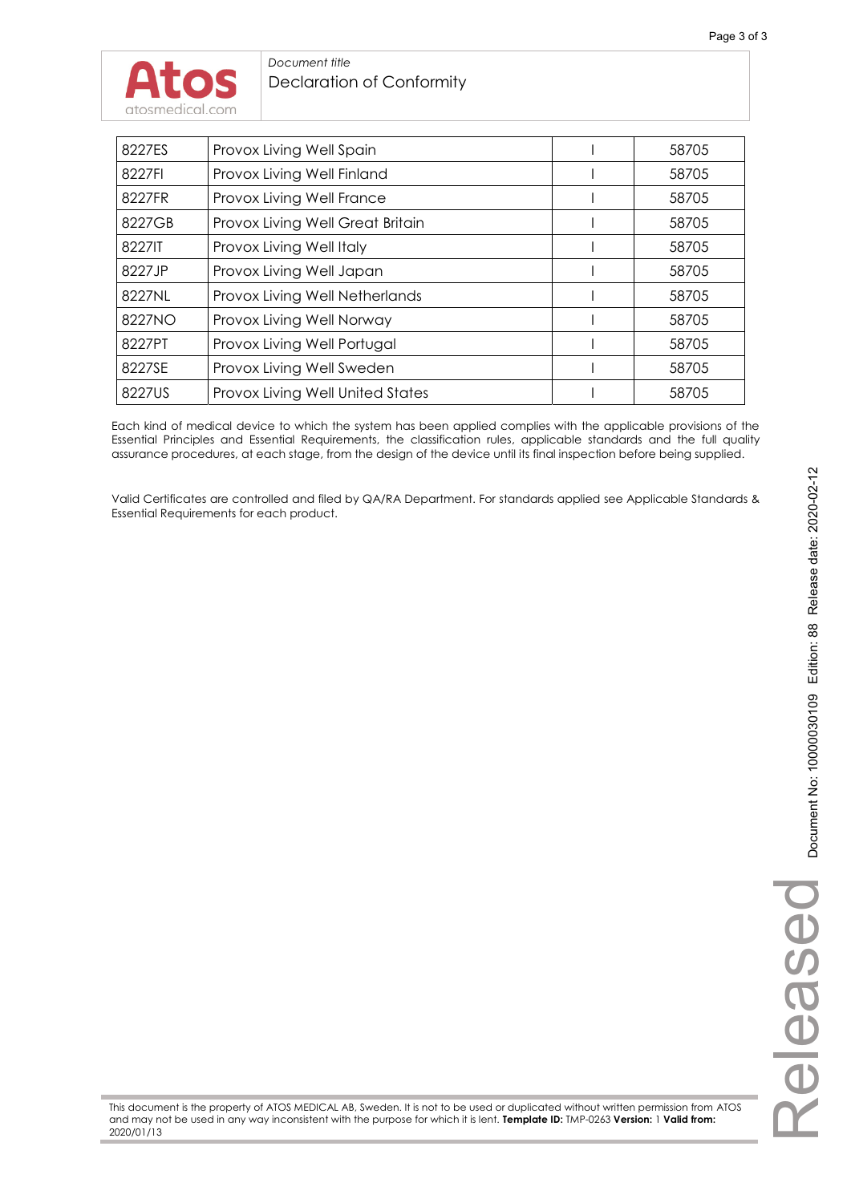| 8227ES | Provox Living Well Spain | I | 58705 |
|---|---|---|---|
| 8227FI | Provox Living Well Finland | I | 58705 |
| 8227FR | Provox Living Well France | I | 58705 |
| 8227GB | Provox Living Well Great Britain | I | 58705 |
| 8227IT | Provox Living Well Italy | I | 58705 |
| 8227JP | Provox Living Well Japan | I | 58705 |
| 8227NL | Provox Living Well Netherlands | I | 58705 |
| 8227NO | Provox Living Well Norway | I | 58705 |
| 8227PT | Provox Living Well Portugal | I | 58705 |
| 8227SE | Provox Living Well Sweden | I | 58705 |
| 8227US | Provox Living Well United States | I | 58705 |

Each kind of medical device to which the system has been applied complies with the applicable provisions of the Essential Principles and Essential Requirements, the classification rules, applicable standards and the full quality assurance procedures, at each stage, from the design of the device until its final inspection before being supplied.

Valid Certificates are controlled and filed by QA/RA Department. For standards applied see Applicable Standards & Essential Requirements for each product.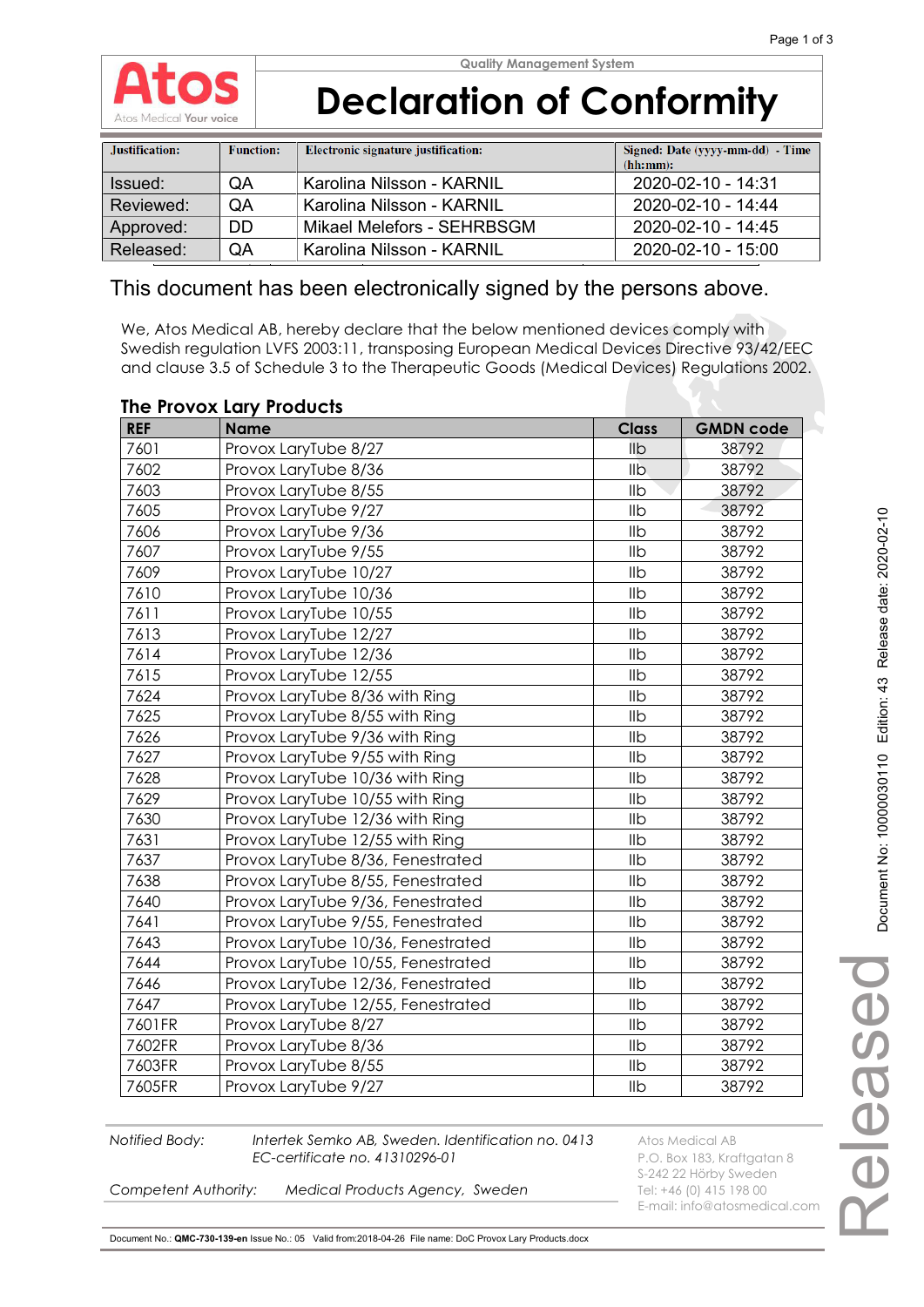Atos
Atos Medical **Your voice**

Quality Management System

# Declaration of Conformity

| Justification: | Function: | Electronic signature justification: | Signed: Date (yyyy-mm-dd) - Time (hh:mm): |
|---|---|---|---|
| Issued: | QA | Karolina Nilsson - KARNIL | 2020-02-10 - 14:31 |
| Reviewed: | QA | Karolina Nilsson - KARNIL | 2020-02-10 - 14:44 |
| Approved: | DD | Mikael Melefors - SEHRBSGM | 2020-02-10 - 14:45 |
| Released: | QA | Karolina Nilsson - KARNIL | 2020-02-10 - 15:00 |

This document has been electronically signed by the persons above.

We, Atos Medical AB, hereby declare that the below mentioned devices comply with Swedish regulation LVFS 2003:11, transposing European Medical Devices Directive 93/42/EEC and clause 3.5 of Schedule 3 to the Therapeutic Goods (Medical Devices) Regulations 2002.

## The Provox Lary Products

| REF | Name | Class | GMDN code |
|---|---|---|---|
| 7601 | Provox LaryTube 8/27 | IIb | 38792 |
| 7602 | Provox LaryTube 8/36 | IIb | 38792 |
| 7603 | Provox LaryTube 8/55 | IIb | 38792 |
| 7605 | Provox LaryTube 9/27 | IIb | 38792 |
| 7606 | Provox LaryTube 9/36 | IIb | 38792 |
| 7607 | Provox LaryTube 9/55 | IIb | 38792 |
| 7609 | Provox LaryTube 10/27 | IIb | 38792 |
| 7610 | Provox LaryTube 10/36 | IIb | 38792 |
| 7611 | Provox LaryTube 10/55 | IIb | 38792 |
| 7613 | Provox LaryTube 12/27 | IIb | 38792 |
| 7614 | Provox LaryTube 12/36 | IIb | 38792 |
| 7615 | Provox LaryTube 12/55 | IIb | 38792 |
| 7624 | Provox LaryTube 8/36 with Ring | IIb | 38792 |
| 7625 | Provox LaryTube 8/55 with Ring | IIb | 38792 |
| 7626 | Provox LaryTube 9/36 with Ring | IIb | 38792 |
| 7627 | Provox LaryTube 9/55 with Ring | IIb | 38792 |
| 7628 | Provox LaryTube 10/36 with Ring | IIb | 38792 |
| 7629 | Provox LaryTube 10/55 with Ring | IIb | 38792 |
| 7630 | Provox LaryTube 12/36 with Ring | IIb | 38792 |
| 7631 | Provox LaryTube 12/55 with Ring | IIb | 38792 |
| 7637 | Provox LaryTube 8/36, Fenestrated | IIb | 38792 |
| 7638 | Provox LaryTube 8/55, Fenestrated | IIb | 38792 |
| 7640 | Provox LaryTube 9/36, Fenestrated | IIb | 38792 |
| 7641 | Provox LaryTube 9/55, Fenestrated | IIb | 38792 |
| 7643 | Provox LaryTube 10/36, Fenestrated | IIb | 38792 |
| 7644 | Provox LaryTube 10/55, Fenestrated | IIb | 38792 |
| 7646 | Provox LaryTube 12/36, Fenestrated | IIb | 38792 |
| 7647 | Provox LaryTube 12/55, Fenestrated | IIb | 38792 |
| 7601FR | Provox LaryTube 8/27 | IIb | 38792 |
| 7602FR | Provox LaryTube 8/36 | IIb | 38792 |
| 7603FR | Provox LaryTube 8/55 | IIb | 38792 |
| 7605FR | Provox LaryTube 9/27 | IIb | 38792 |

*Notified Body:* *Intertek Semko AB, Sweden. Identification no. 0413*
*EC-certificate no. 41310296-01*

*Competent Authority:* *Medical Products Agency, Sweden*

Atos Medical AB
P.O. Box 183, Kraftgatan 8
S-242 22 Hörby Sweden
Tel: +46 (0) 415 198 00
E-mail: info@atosmedical.com

Document No.: **QMC-730-139-en** Issue No.: 05 Valid from:2018-04-26 File name: DoC Provox Lary Products.docx

Document No: 1000030110 Edition: 43 Release date: 2020-02-10

Released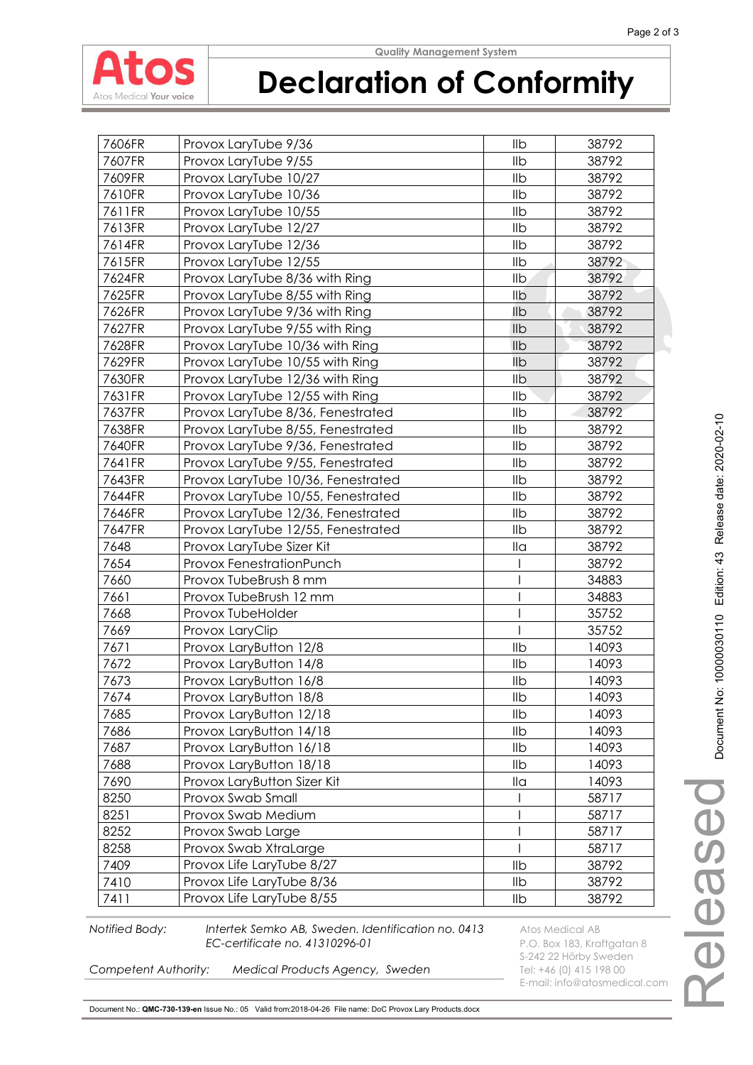# Declaration of Conformity

| | | | |
|---|---|---|---|
| 7606FR | Provox LaryTube 9/36 | IIb | 38792 |
| 7607FR | Provox LaryTube 9/55 | IIb | 38792 |
| 7609FR | Provox LaryTube 10/27 | IIb | 38792 |
| 7610FR | Provox LaryTube 10/36 | IIb | 38792 |
| 7611FR | Provox LaryTube 10/55 | IIb | 38792 |
| 7613FR | Provox LaryTube 12/27 | IIb | 38792 |
| 7614FR | Provox LaryTube 12/36 | IIb | 38792 |
| 7615FR | Provox LaryTube 12/55 | IIb | 38792 |
| 7624FR | Provox LaryTube 8/36 with Ring | IIb | 38792 |
| 7625FR | Provox LaryTube 8/55 with Ring | IIb | 38792 |
| 7626FR | Provox LaryTube 9/36 with Ring | IIb | 38792 |
| 7627FR | Provox LaryTube 9/55 with Ring | IIb | 38792 |
| 7628FR | Provox LaryTube 10/36 with Ring | IIb | 38792 |
| 7629FR | Provox LaryTube 10/55 with Ring | IIb | 38792 |
| 7630FR | Provox LaryTube 12/36 with Ring | IIb | 38792 |
| 7631FR | Provox LaryTube 12/55 with Ring | IIb | 38792 |
| 7637FR | Provox LaryTube 8/36, Fenestrated | IIb | 38792 |
| 7638FR | Provox LaryTube 8/55, Fenestrated | IIb | 38792 |
| 7640FR | Provox LaryTube 9/36, Fenestrated | IIb | 38792 |
| 7641FR | Provox LaryTube 9/55, Fenestrated | IIb | 38792 |
| 7643FR | Provox LaryTube 10/36, Fenestrated | IIb | 38792 |
| 7644FR | Provox LaryTube 10/55, Fenestrated | IIb | 38792 |
| 7646FR | Provox LaryTube 12/36, Fenestrated | IIb | 38792 |
| 7647FR | Provox LaryTube 12/55, Fenestrated | IIb | 38792 |
| 7648 | Provox LaryTube Sizer Kit | IIa | 38792 |
| 7654 | Provox FenestrationPunch | I | 38792 |
| 7660 | Provox TubeBrush 8 mm | I | 34883 |
| 7661 | Provox TubeBrush 12 mm | I | 34883 |
| 7668 | Provox TubeHolder | I | 35752 |
| 7669 | Provox LaryClip | I | 35752 |
| 7671 | Provox LaryButton 12/8 | IIb | 14093 |
| 7672 | Provox LaryButton 14/8 | IIb | 14093 |
| 7673 | Provox LaryButton 16/8 | IIb | 14093 |
| 7674 | Provox LaryButton 18/8 | IIb | 14093 |
| 7685 | Provox LaryButton 12/18 | IIb | 14093 |
| 7686 | Provox LaryButton 14/18 | IIb | 14093 |
| 7687 | Provox LaryButton 16/18 | IIb | 14093 |
| 7688 | Provox LaryButton 18/18 | IIb | 14093 |
| 7690 | Provox LaryButton Sizer Kit | IIa | 14093 |
| 8250 | Provox Swab Small | I | 58717 |
| 8251 | Provox Swab Medium | I | 58717 |
| 8252 | Provox Swab Large | I | 58717 |
| 8258 | Provox Swab XtraLarge | I | 58717 |
| 7409 | Provox Life LaryTube 8/27 | IIb | 38792 |
| 7410 | Provox Life LaryTube 8/36 | IIb | 38792 |
| 7411 | Provox Life LaryTube 8/55 | IIb | 38792 |

*Notified Body:* *Intertek Semko AB, Sweden. Identification no. 0413*
*EC-certificate no. 41310296-01*

*Competent Authority:* *Medical Products Agency, Sweden*

Atos Medical AB
P.O. Box 183, Kraftgatan 8
S-242 22 Hörby Sweden
Tel: +46 (0) 415 198 00
E-mail: info@atosmedical.com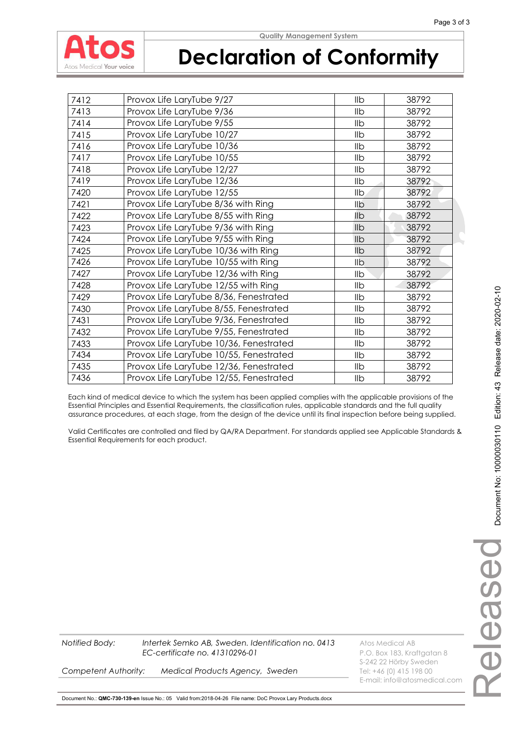# Declaration of Conformity

| 7412 | Provox Life LaryTube 9/27 | IIb | 38792 |
|---|---|---|---|
| 7413 | Provox Life LaryTube 9/36 | IIb | 38792 |
| 7414 | Provox Life LaryTube 9/55 | IIb | 38792 |
| 7415 | Provox Life LaryTube 10/27 | IIb | 38792 |
| 7416 | Provox Life LaryTube 10/36 | IIb | 38792 |
| 7417 | Provox Life LaryTube 10/55 | IIb | 38792 |
| 7418 | Provox Life LaryTube 12/27 | IIb | 38792 |
| 7419 | Provox Life LaryTube 12/36 | IIb | 38792 |
| 7420 | Provox Life LaryTube 12/55 | IIb | 38792 |
| 7421 | Provox Life LaryTube 8/36 with Ring | IIb | 38792 |
| 7422 | Provox Life LaryTube 8/55 with Ring | IIb | 38792 |
| 7423 | Provox Life LaryTube 9/36 with Ring | IIb | 38792 |
| 7424 | Provox Life LaryTube 9/55 with Ring | IIb | 38792 |
| 7425 | Provox Life LaryTube 10/36 with Ring | IIb | 38792 |
| 7426 | Provox Life LaryTube 10/55 with Ring | IIb | 38792 |
| 7427 | Provox Life LaryTube 12/36 with Ring | IIb | 38792 |
| 7428 | Provox Life LaryTube 12/55 with Ring | IIb | 38792 |
| 7429 | Provox Life LaryTube 8/36, Fenestrated | IIb | 38792 |
| 7430 | Provox Life LaryTube 8/55, Fenestrated | IIb | 38792 |
| 7431 | Provox Life LaryTube 9/36, Fenestrated | IIb | 38792 |
| 7432 | Provox Life LaryTube 9/55, Fenestrated | IIb | 38792 |
| 7433 | Provox Life LaryTube 10/36, Fenestrated | IIb | 38792 |
| 7434 | Provox Life LaryTube 10/55, Fenestrated | IIb | 38792 |
| 7435 | Provox Life LaryTube 12/36, Fenestrated | IIb | 38792 |
| 7436 | Provox Life LaryTube 12/55, Fenestrated | IIb | 38792 |

Each kind of medical device to which the system has been applied complies with the applicable provisions of the Essential Principles and Essential Requirements, the classification rules, applicable standards and the full quality assurance procedures, at each stage, from the design of the device until its final inspection before being supplied.

Valid Certificates are controlled and filed by QA/RA Department. For standards applied see Applicable Standards & Essential Requirements for each product.

*Notified Body:* *Intertek Semko AB, Sweden. Identification no. 0413*
*EC-certificate no. 41310296-01*

*Competent Authority:* *Medical Products Agency, Sweden*

Atos Medical AB
P.O. Box 183, Kraftgatan 8
S-242 22 Hörby Sweden
Tel: +46 (0) 415 198 00
E-mail: info@atosmedical.com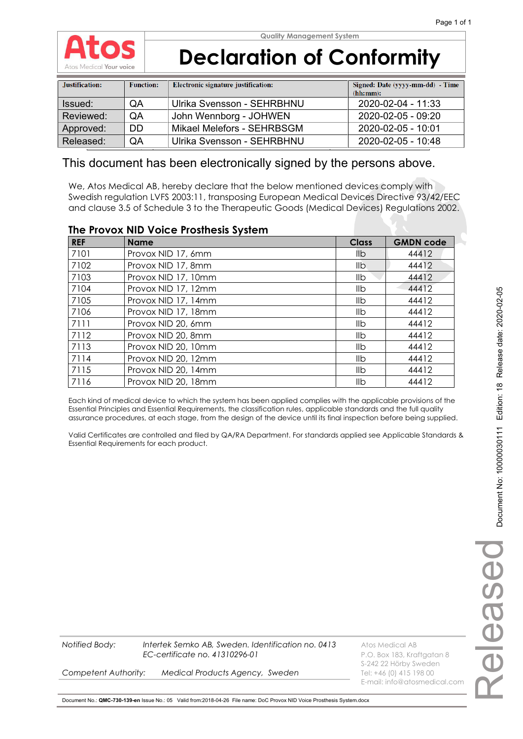Quality Management System

# Declaration of Conformity

| Justification: | Function: | Electronic signature justification: | Signed: Date (yyyy-mm-dd) - Time (hh:mm): |
|---|---|---|---|
| Issued: | QA | Ulrika Svensson - SEHRBHNU | 2020-02-04 - 11:33 |
| Reviewed: | QA | John Wennborg - JOHWEN | 2020-02-05 - 09:20 |
| Approved: | DD | Mikael Melefors - SEHRBSGM | 2020-02-05 - 10:01 |
| Released: | QA | Ulrika Svensson - SEHRBHNU | 2020-02-05 - 10:48 |

This document has been electronically signed by the persons above.

We, Atos Medical AB, hereby declare that the below mentioned devices comply with Swedish regulation LVFS 2003:11, transposing European Medical Devices Directive 93/42/EEC and clause 3.5 of Schedule 3 to the Therapeutic Goods (Medical Devices) Regulations 2002.

## The Provox NID Voice Prosthesis System

| REF | Name | Class | GMDN code |
|---|---|---|---|
| 7101 | Provox NID 17, 6mm | IIb | 44412 |
| 7102 | Provox NID 17, 8mm | IIb | 44412 |
| 7103 | Provox NID 17, 10mm | IIb | 44412 |
| 7104 | Provox NID 17, 12mm | IIb | 44412 |
| 7105 | Provox NID 17, 14mm | IIb | 44412 |
| 7106 | Provox NID 17, 18mm | IIb | 44412 |
| 7111 | Provox NID 20, 6mm | IIb | 44412 |
| 7112 | Provox NID 20, 8mm | IIb | 44412 |
| 7113 | Provox NID 20, 10mm | IIb | 44412 |
| 7114 | Provox NID 20, 12mm | IIb | 44412 |
| 7115 | Provox NID 20, 14mm | IIb | 44412 |
| 7116 | Provox NID 20, 18mm | IIb | 44412 |

Each kind of medical device to which the system has been applied complies with the applicable provisions of the Essential Principles and Essential Requirements, the classification rules, applicable standards and the full quality assurance procedures, at each stage, from the design of the device until its final inspection before being supplied.

Valid Certificates are controlled and filed by QA/RA Department. For standards applied see Applicable Standards & Essential Requirements for each product.

*Notified Body:* *Intertek Semko AB, Sweden. Identification no. 0413*
*EC-certificate no. 41310296-01*

*Competent Authority:* *Medical Products Agency, Sweden*

Atos Medical AB
P.O. Box 183, Kraftgatan 8
S-242 22 Hörby Sweden
Tel: +46 (0) 415 198 00
E-mail: info@atosmedical.com

Document No.: **QMC-730-139-en** Issue No.: 05 Valid from:2018-04-26 File name: DoC Provox NID Voice Prosthesis System.docx

Document No: 10000030111 Edition: 18 Release date: 2020-02-05

Released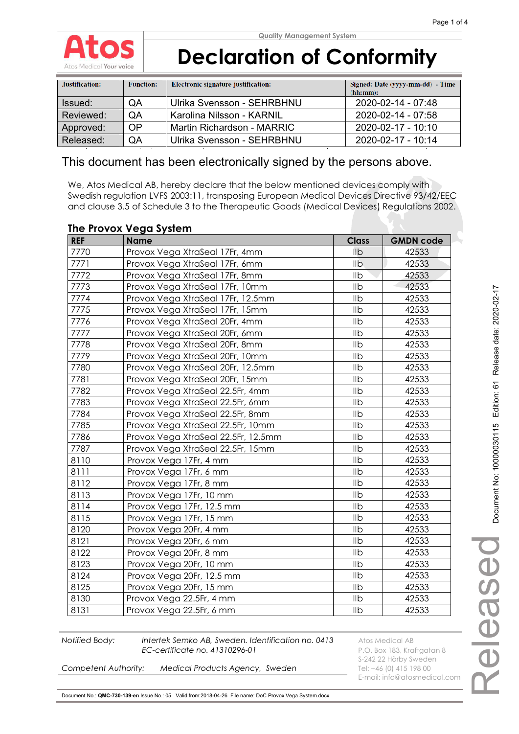Quality Management System

# Declaration of Conformity

| Justification: | Function: | Electronic signature justification: | Signed: Date (yyyy-mm-dd) - Time (hh:mm): |
|---|---|---|---|
| Issued: | QA | Ulrika Svensson - SEHRBHNU | 2020-02-14 - 07:48 |
| Reviewed: | QA | Karolina Nilsson - KARNIL | 2020-02-14 - 07:58 |
| Approved: | OP | Martin Richardson - MARRIC | 2020-02-17 - 10:10 |
| Released: | QA | Ulrika Svensson - SEHRBHNU | 2020-02-17 - 10:14 |

This document has been electronically signed by the persons above.

We, Atos Medical AB, hereby declare that the below mentioned devices comply with Swedish regulation LVFS 2003:11, transposing European Medical Devices Directive 93/42/EEC and clause 3.5 of Schedule 3 to the Therapeutic Goods (Medical Devices) Regulations 2002.

## The Provox Vega System

| REF | Name | Class | GMDN code |
|---|---|---|---|
| 7770 | Provox Vega XtraSeal 17Fr, 4mm | IIb | 42533 |
| 7771 | Provox Vega XtraSeal 17Fr, 6mm | IIb | 42533 |
| 7772 | Provox Vega XtraSeal 17Fr, 8mm | IIb | 42533 |
| 7773 | Provox Vega XtraSeal 17Fr, 10mm | IIb | 42533 |
| 7774 | Provox Vega XtraSeal 17Fr, 12.5mm | IIb | 42533 |
| 7775 | Provox Vega XtraSeal 17Fr, 15mm | IIb | 42533 |
| 7776 | Provox Vega XtraSeal 20Fr, 4mm | IIb | 42533 |
| 7777 | Provox Vega XtraSeal 20Fr, 6mm | IIb | 42533 |
| 7778 | Provox Vega XtraSeal 20Fr, 8mm | IIb | 42533 |
| 7779 | Provox Vega XtraSeal 20Fr, 10mm | IIb | 42533 |
| 7780 | Provox Vega XtraSeal 20Fr, 12.5mm | IIb | 42533 |
| 7781 | Provox Vega XtraSeal 20Fr, 15mm | IIb | 42533 |
| 7782 | Provox Vega XtraSeal 22.5Fr, 4mm | IIb | 42533 |
| 7783 | Provox Vega XtraSeal 22.5Fr, 6mm | IIb | 42533 |
| 7784 | Provox Vega XtraSeal 22.5Fr, 8mm | IIb | 42533 |
| 7785 | Provox Vega XtraSeal 22.5Fr, 10mm | IIb | 42533 |
| 7786 | Provox Vega XtraSeal 22.5Fr, 12.5mm | IIb | 42533 |
| 7787 | Provox Vega XtraSeal 22.5Fr, 15mm | IIb | 42533 |
| 8110 | Provox Vega 17Fr, 4 mm | IIb | 42533 |
| 8111 | Provox Vega 17Fr, 6 mm | IIb | 42533 |
| 8112 | Provox Vega 17Fr, 8 mm | IIb | 42533 |
| 8113 | Provox Vega 17Fr, 10 mm | IIb | 42533 |
| 8114 | Provox Vega 17Fr, 12.5 mm | IIb | 42533 |
| 8115 | Provox Vega 17Fr, 15 mm | IIb | 42533 |
| 8120 | Provox Vega 20Fr, 4 mm | IIb | 42533 |
| 8121 | Provox Vega 20Fr, 6 mm | IIb | 42533 |
| 8122 | Provox Vega 20Fr, 8 mm | IIb | 42533 |
| 8123 | Provox Vega 20Fr, 10 mm | IIb | 42533 |
| 8124 | Provox Vega 20Fr, 12.5 mm | IIb | 42533 |
| 8125 | Provox Vega 20Fr, 15 mm | IIb | 42533 |
| 8130 | Provox Vega 22.5Fr, 4 mm | IIb | 42533 |
| 8131 | Provox Vega 22.5Fr, 6 mm | IIb | 42533 |

*Notified Body:* *Intertek Semko AB, Sweden. Identification no. 0413*
*EC-certificate no. 41310296-01*

*Competent Authority:* *Medical Products Agency, Sweden*

Atos Medical AB
P.O. Box 183, Kraftgatan 8
S-242 22 Hörby Sweden
Tel: +46 (0) 415 198 00
E-mail: info@atosmedical.com

Document No.: **QMC-730-139-en** Issue No.: 05 Valid from:2018-04-26 File name: DoC Provox Vega System.docx

Document No: 10000030115 Edition: 61 Release date: 2020-02-17

Released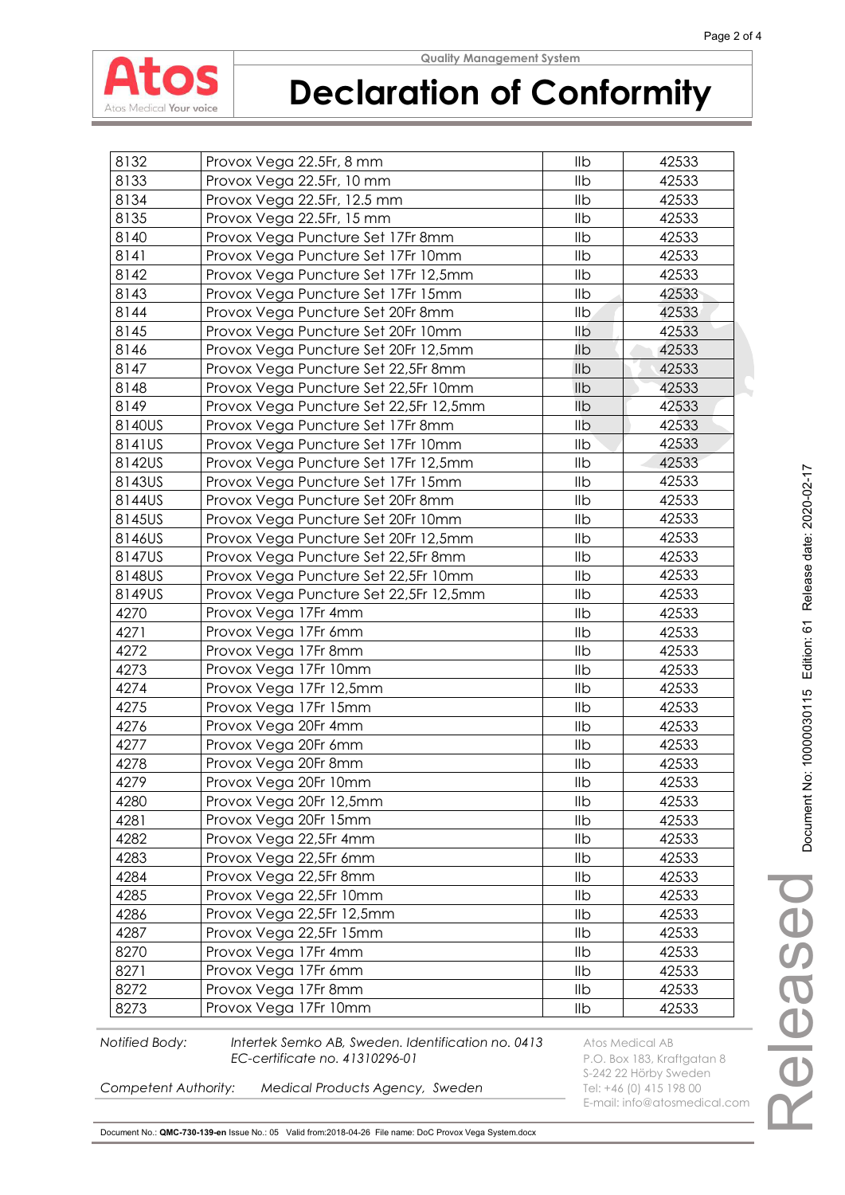| 8132 | Provox Vega 22.5Fr, 8 mm | IIb | 42533 |
|---|---|---|---|
| 8133 | Provox Vega 22.5Fr, 10 mm | IIb | 42533 |
| 8134 | Provox Vega 22.5Fr, 12.5 mm | IIb | 42533 |
| 8135 | Provox Vega 22.5Fr, 15 mm | IIb | 42533 |
| 8140 | Provox Vega Puncture Set 17Fr 8mm | IIb | 42533 |
| 8141 | Provox Vega Puncture Set 17Fr 10mm | IIb | 42533 |
| 8142 | Provox Vega Puncture Set 17Fr 12,5mm | IIb | 42533 |
| 8143 | Provox Vega Puncture Set 17Fr 15mm | IIb | 42533 |
| 8144 | Provox Vega Puncture Set 20Fr 8mm | IIb | 42533 |
| 8145 | Provox Vega Puncture Set 20Fr 10mm | IIb | 42533 |
| 8146 | Provox Vega Puncture Set 20Fr 12,5mm | IIb | 42533 |
| 8147 | Provox Vega Puncture Set 22,5Fr 8mm | IIb | 42533 |
| 8148 | Provox Vega Puncture Set 22,5Fr 10mm | IIb | 42533 |
| 8149 | Provox Vega Puncture Set 22,5Fr 12,5mm | IIb | 42533 |
| 8140US | Provox Vega Puncture Set 17Fr 8mm | IIb | 42533 |
| 8141US | Provox Vega Puncture Set 17Fr 10mm | IIb | 42533 |
| 8142US | Provox Vega Puncture Set 17Fr 12,5mm | IIb | 42533 |
| 8143US | Provox Vega Puncture Set 17Fr 15mm | IIb | 42533 |
| 8144US | Provox Vega Puncture Set 20Fr 8mm | IIb | 42533 |
| 8145US | Provox Vega Puncture Set 20Fr 10mm | IIb | 42533 |
| 8146US | Provox Vega Puncture Set 20Fr 12,5mm | IIb | 42533 |
| 8147US | Provox Vega Puncture Set 22,5Fr 8mm | IIb | 42533 |
| 8148US | Provox Vega Puncture Set 22,5Fr 10mm | IIb | 42533 |
| 8149US | Provox Vega Puncture Set 22,5Fr 12,5mm | IIb | 42533 |
| 4270 | Provox Vega 17Fr 4mm | IIb | 42533 |
| 4271 | Provox Vega 17Fr 6mm | IIb | 42533 |
| 4272 | Provox Vega 17Fr 8mm | IIb | 42533 |
| 4273 | Provox Vega 17Fr 10mm | IIb | 42533 |
| 4274 | Provox Vega 17Fr 12,5mm | IIb | 42533 |
| 4275 | Provox Vega 17Fr 15mm | IIb | 42533 |
| 4276 | Provox Vega 20Fr 4mm | IIb | 42533 |
| 4277 | Provox Vega 20Fr 6mm | IIb | 42533 |
| 4278 | Provox Vega 20Fr 8mm | IIb | 42533 |
| 4279 | Provox Vega 20Fr 10mm | IIb | 42533 |
| 4280 | Provox Vega 20Fr 12,5mm | IIb | 42533 |
| 4281 | Provox Vega 20Fr 15mm | IIb | 42533 |
| 4282 | Provox Vega 22,5Fr 4mm | IIb | 42533 |
| 4283 | Provox Vega 22,5Fr 6mm | IIb | 42533 |
| 4284 | Provox Vega 22,5Fr 8mm | IIb | 42533 |
| 4285 | Provox Vega 22,5Fr 10mm | IIb | 42533 |
| 4286 | Provox Vega 22,5Fr 12,5mm | IIb | 42533 |
| 4287 | Provox Vega 22,5Fr 15mm | IIb | 42533 |
| 8270 | Provox Vega 17Fr 4mm | IIb | 42533 |
| 8271 | Provox Vega 17Fr 6mm | IIb | 42533 |
| 8272 | Provox Vega 17Fr 8mm | IIb | 42533 |
| 8273 | Provox Vega 17Fr 10mm | IIb | 42533 |

*Notified Body:* *Intertek Semko AB, Sweden. Identification no. 0413*
*EC-certificate no. 41310296-01*

*Competent Authority:* *Medical Products Agency, Sweden*

Atos Medical AB
P.O. Box 183, Kraftgatan 8
S-242 22 Hörby Sweden
Tel: +46 (0) 415 198 00
E-mail: info@atosmedical.com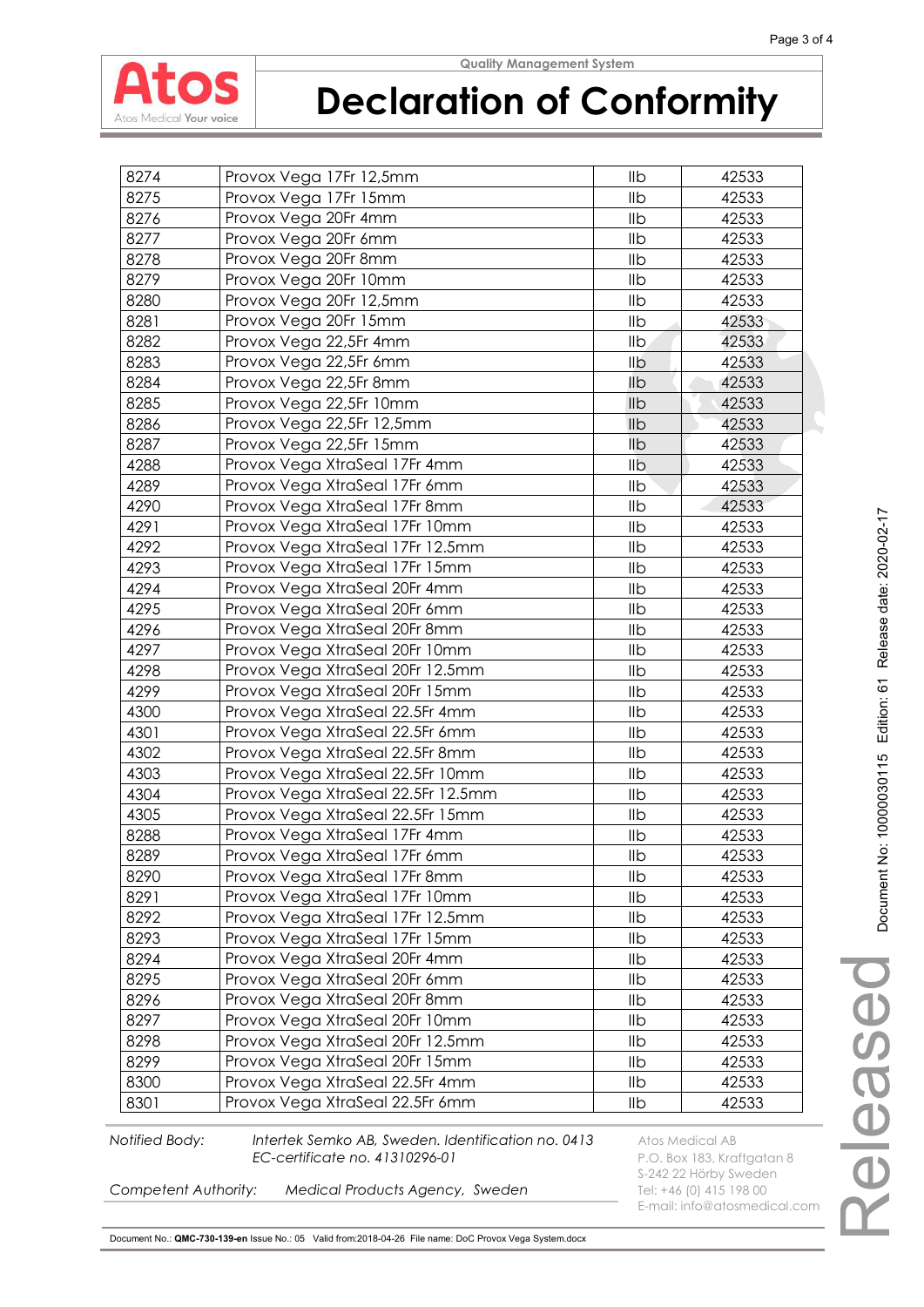# Declaration of Conformity

Quality Management System

| | | | |
|---|---|---|---|
| 8274 | Provox Vega 17Fr 12,5mm | IIb | 42533 |
| 8275 | Provox Vega 17Fr 15mm | IIb | 42533 |
| 8276 | Provox Vega 20Fr 4mm | IIb | 42533 |
| 8277 | Provox Vega 20Fr 6mm | IIb | 42533 |
| 8278 | Provox Vega 20Fr 8mm | IIb | 42533 |
| 8279 | Provox Vega 20Fr 10mm | IIb | 42533 |
| 8280 | Provox Vega 20Fr 12,5mm | IIb | 42533 |
| 8281 | Provox Vega 20Fr 15mm | IIb | 42533 |
| 8282 | Provox Vega 22,5Fr 4mm | IIb | 42533 |
| 8283 | Provox Vega 22,5Fr 6mm | IIb | 42533 |
| 8284 | Provox Vega 22,5Fr 8mm | IIb | 42533 |
| 8285 | Provox Vega 22,5Fr 10mm | IIb | 42533 |
| 8286 | Provox Vega 22,5Fr 12,5mm | IIb | 42533 |
| 8287 | Provox Vega 22,5Fr 15mm | IIb | 42533 |
| 4288 | Provox Vega XtraSeal 17Fr 4mm | IIb | 42533 |
| 4289 | Provox Vega XtraSeal 17Fr 6mm | IIb | 42533 |
| 4290 | Provox Vega XtraSeal 17Fr 8mm | IIb | 42533 |
| 4291 | Provox Vega XtraSeal 17Fr 10mm | IIb | 42533 |
| 4292 | Provox Vega XtraSeal 17Fr 12.5mm | IIb | 42533 |
| 4293 | Provox Vega XtraSeal 17Fr 15mm | IIb | 42533 |
| 4294 | Provox Vega XtraSeal 20Fr 4mm | IIb | 42533 |
| 4295 | Provox Vega XtraSeal 20Fr 6mm | IIb | 42533 |
| 4296 | Provox Vega XtraSeal 20Fr 8mm | IIb | 42533 |
| 4297 | Provox Vega XtraSeal 20Fr 10mm | IIb | 42533 |
| 4298 | Provox Vega XtraSeal 20Fr 12.5mm | IIb | 42533 |
| 4299 | Provox Vega XtraSeal 20Fr 15mm | IIb | 42533 |
| 4300 | Provox Vega XtraSeal 22.5Fr 4mm | IIb | 42533 |
| 4301 | Provox Vega XtraSeal 22.5Fr 6mm | IIb | 42533 |
| 4302 | Provox Vega XtraSeal 22.5Fr 8mm | IIb | 42533 |
| 4303 | Provox Vega XtraSeal 22.5Fr 10mm | IIb | 42533 |
| 4304 | Provox Vega XtraSeal 22.5Fr 12.5mm | IIb | 42533 |
| 4305 | Provox Vega XtraSeal 22.5Fr 15mm | IIb | 42533 |
| 8288 | Provox Vega XtraSeal 17Fr 4mm | IIb | 42533 |
| 8289 | Provox Vega XtraSeal 17Fr 6mm | IIb | 42533 |
| 8290 | Provox Vega XtraSeal 17Fr 8mm | IIb | 42533 |
| 8291 | Provox Vega XtraSeal 17Fr 10mm | IIb | 42533 |
| 8292 | Provox Vega XtraSeal 17Fr 12.5mm | IIb | 42533 |
| 8293 | Provox Vega XtraSeal 17Fr 15mm | IIb | 42533 |
| 8294 | Provox Vega XtraSeal 20Fr 4mm | IIb | 42533 |
| 8295 | Provox Vega XtraSeal 20Fr 6mm | IIb | 42533 |
| 8296 | Provox Vega XtraSeal 20Fr 8mm | IIb | 42533 |
| 8297 | Provox Vega XtraSeal 20Fr 10mm | IIb | 42533 |
| 8298 | Provox Vega XtraSeal 20Fr 12.5mm | IIb | 42533 |
| 8299 | Provox Vega XtraSeal 20Fr 15mm | IIb | 42533 |
| 8300 | Provox Vega XtraSeal 22.5Fr 4mm | IIb | 42533 |
| 8301 | Provox Vega XtraSeal 22.5Fr 6mm | IIb | 42533 |

*Notified Body:* *Intertek Semko AB, Sweden. Identification no. 0413*
*EC-certificate no. 41310296-01*

*Competent Authority:* *Medical Products Agency, Sweden*

Atos Medical AB
P.O. Box 183, Kraftgatan 8
S-242 22 Hörby Sweden
Tel: +46 (0) 415 198 00
E-mail: info@atosmedical.com

Document No.: **QMC-730-139-en** Issue No.: 05 Valid from:2018-04-26 File name: DoC Provox Vega System.docx

Released Document No: 10000030115 Edition: 61 Release date: 2020-02-17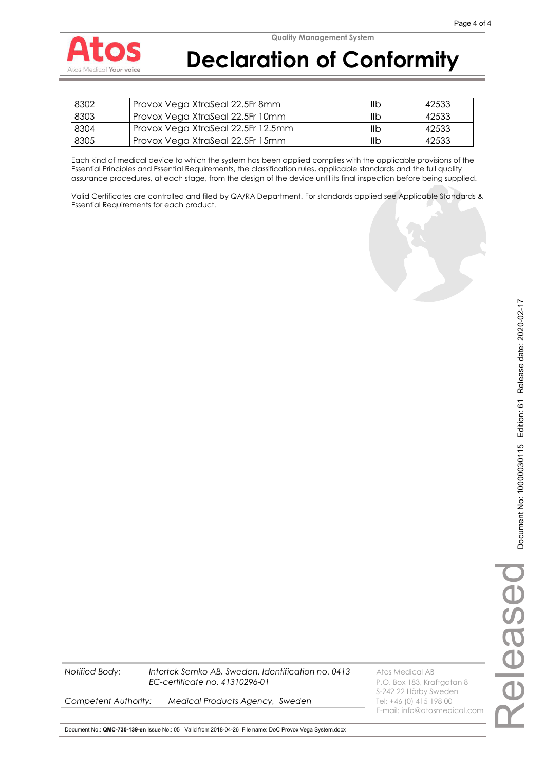| 8302 | Provox Vega XtraSeal 22.5Fr 8mm | IIb | 42533 |
|---|---|---|---|
| 8303 | Provox Vega XtraSeal 22.5Fr 10mm | IIb | 42533 |
| 8304 | Provox Vega XtraSeal 22.5Fr 12.5mm | IIb | 42533 |
| 8305 | Provox Vega XtraSeal 22.5Fr 15mm | IIb | 42533 |

Each kind of medical device to which the system has been applied complies with the applicable provisions of the Essential Principles and Essential Requirements, the classification rules, applicable standards and the full quality assurance procedures, at each stage, from the design of the device until its final inspection before being supplied.

Valid Certificates are controlled and filed by QA/RA Department. For standards applied see Applicable Standards & Essential Requirements for each product.

*Notified Body:* *Intertek Semko AB, Sweden. Identification no. 0413*
*EC-certificate no. 41310296-01*

*Competent Authority:* *Medical Products Agency, Sweden*

Atos Medical AB
P.O. Box 183, Kraftgatan 8
S-242 22 Hörby Sweden
Tel: +46 (0) 415 198 00
E-mail: info@atosmedical.com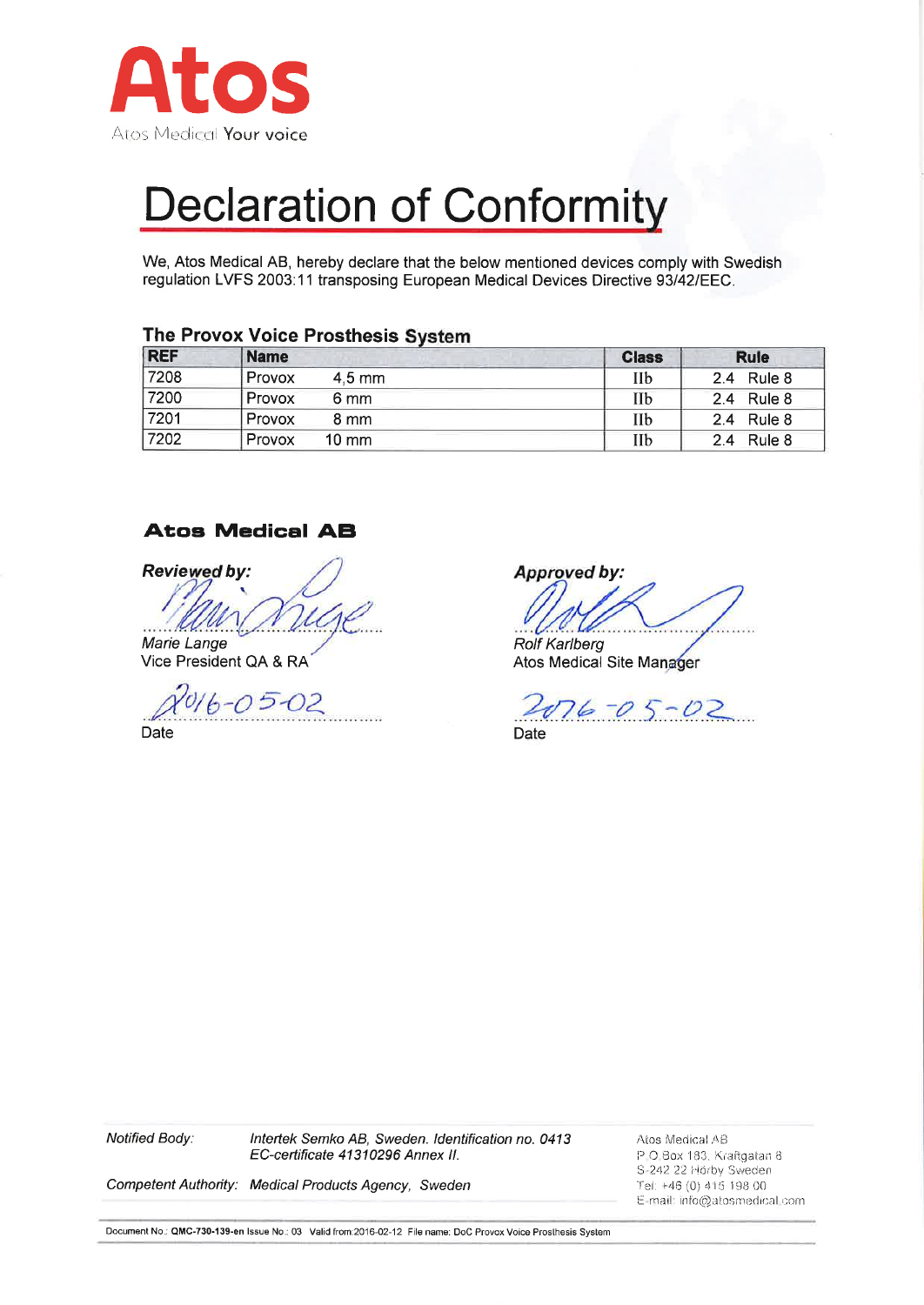Atos

Atos Medical Your voice

# Declaration of Conformity

We, Atos Medical AB, hereby declare that the below mentioned devices comply with Swedish regulation LVFS 2003:11 transposing European Medical Devices Directive 93/42/EEC.

### The Provox Voice Prosthesis System

| REF | Name | Class | Rule |
|---|---|---|---|
| 7208 | Provox 4,5 mm | IIb | 2.4 Rule 8 |
| 7200 | Provox 6 mm | IIb | 2.4 Rule 8 |
| 7201 | Provox 8 mm | IIb | 2.4 Rule 8 |
| 7202 | Provox 10 mm | IIb | 2.4 Rule 8 |

**Atos Medical AB**

***Reviewed by:***

Marie Lange
Vice President QA & RA

2016-05-02
Date

***Approved by:***

Rolf Karlberg
Atos Medical Site Manager

2016-05-02
Date

*Notified Body:* *Intertek Semko AB, Sweden. Identification no. 0413 EC-certificate 41310296 Annex II.*

*Competent Authority:* *Medical Products Agency, Sweden*

Atos Medical AB
P O Box 183, Kraftgatan 8
S-242 22 Hörby Sweden
Tel: +46 (0) 415 198 00
E-mail: info@atosmedical.com

Document No.: **QMC-730-139-en** Issue No.: 03 Valid from:2016-02-12 File name: DoC Provox Voice Prosthesis System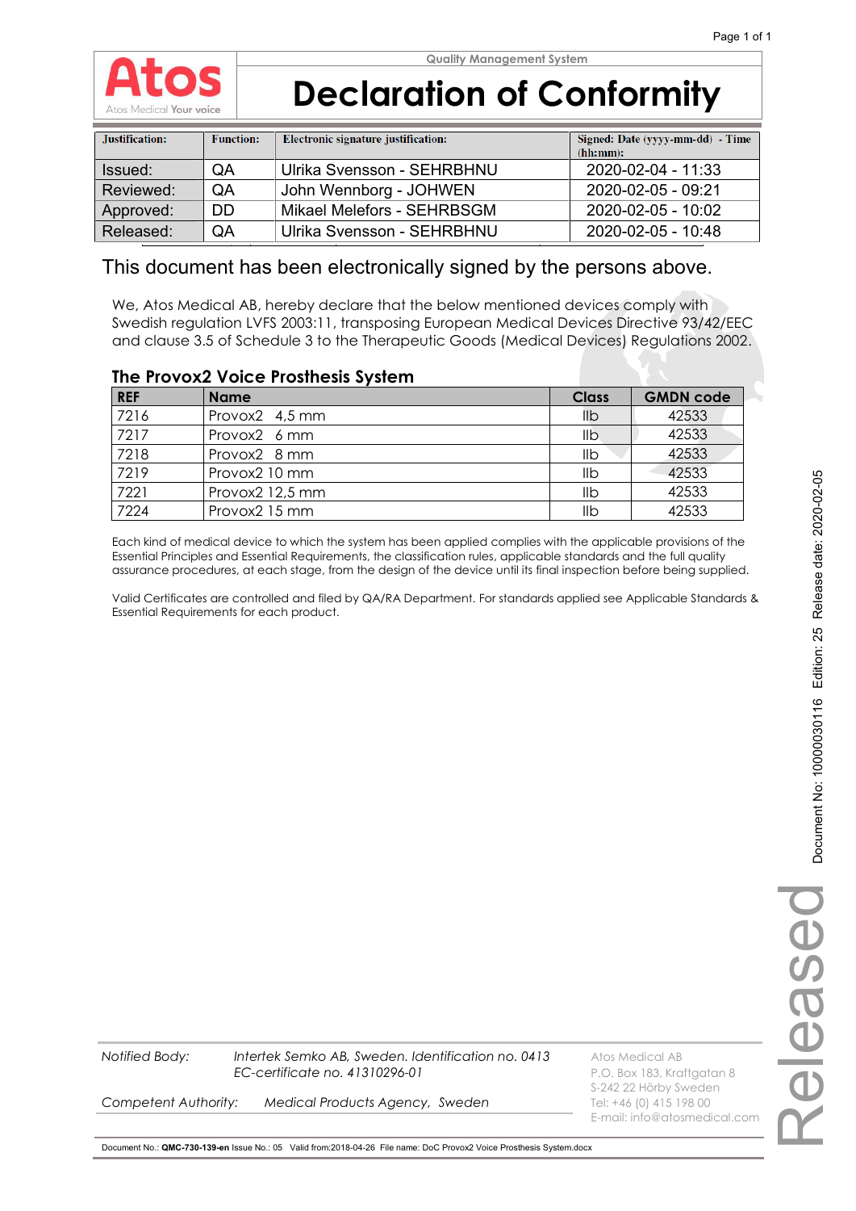Quality Management System

# Declaration of Conformity

| Justification: | Function: | Electronic signature justification: | Signed: Date (yyyy-mm-dd) - Time (hh:mm): |
|---|---|---|---|
| Issued: | QA | Ulrika Svensson - SEHRBHNU | 2020-02-04 - 11:33 |
| Reviewed: | QA | John Wennborg - JOHWEN | 2020-02-05 - 09:21 |
| Approved: | DD | Mikael Melefors - SEHRBSGM | 2020-02-05 - 10:02 |
| Released: | QA | Ulrika Svensson - SEHRBHNU | 2020-02-05 - 10:48 |

This document has been electronically signed by the persons above.

We, Atos Medical AB, hereby declare that the below mentioned devices comply with Swedish regulation LVFS 2003:11, transposing European Medical Devices Directive 93/42/EEC and clause 3.5 of Schedule 3 to the Therapeutic Goods (Medical Devices) Regulations 2002.

## The Provox2 Voice Prosthesis System

| REF | Name | Class | GMDN code |
|---|---|---|---|
| 7216 | Provox2 4,5 mm | IIb | 42533 |
| 7217 | Provox2 6 mm | IIb | 42533 |
| 7218 | Provox2 8 mm | IIb | 42533 |
| 7219 | Provox2 10 mm | IIb | 42533 |
| 7221 | Provox2 12,5 mm | IIb | 42533 |
| 7224 | Provox2 15 mm | IIb | 42533 |

Each kind of medical device to which the system has been applied complies with the applicable provisions of the Essential Principles and Essential Requirements, the classification rules, applicable standards and the full quality assurance procedures, at each stage, from the design of the device until its final inspection before being supplied.

Valid Certificates are controlled and filed by QA/RA Department. For standards applied see Applicable Standards & Essential Requirements for each product.

*Notified Body:* *Intertek Semko AB, Sweden. Identification no. 0413*
*EC-certificate no. 41310296-01*

*Competent Authority:* *Medical Products Agency, Sweden*

Atos Medical AB
P.O. Box 183, Kraftgatan 8
S-242 22 Hörby Sweden
Tel: +46 (0) 415 198 00
E-mail: info@atosmedical.com

Document No.: **QMC-730-139-en** Issue No.: 05 Valid from:2018-04-26 File name: DoC Provox2 Voice Prosthesis System.docx

Document No: 10000030116 Edition: 25 Release date: 2020-02-05

Released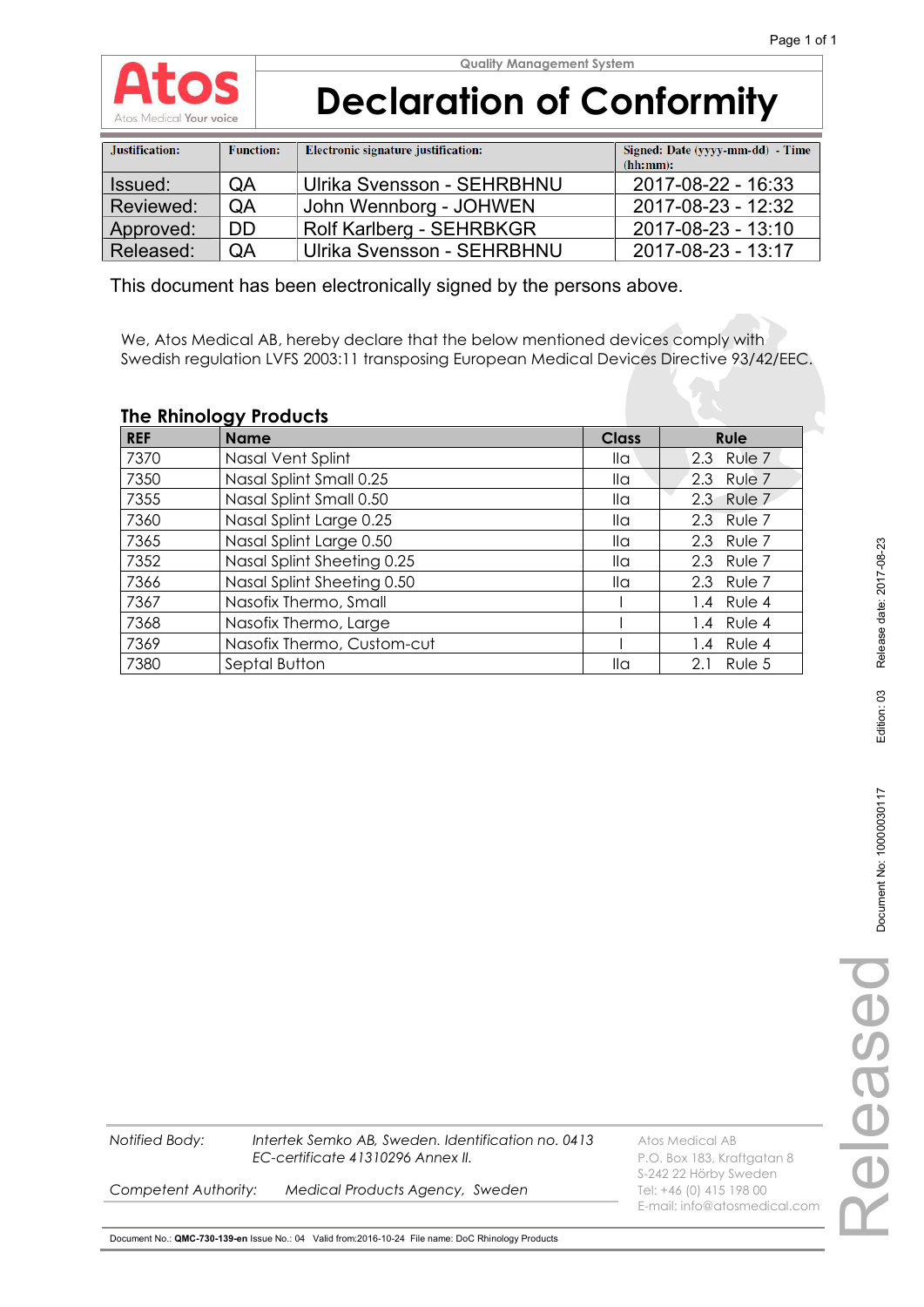Atos

Atos Medical **Your voice**

Quality Management System

# Declaration of Conformity

| Justification: | Function: | Electronic signature justification: | Signed: Date (yyyy-mm-dd) - Time (hh:mm): |
|---|---|---|---|
| Issued: | QA | Ulrika Svensson - SEHRBHNU | 2017-08-22 - 16:33 |
| Reviewed: | QA | John Wennborg - JOHWEN | 2017-08-23 - 12:32 |
| Approved: | DD | Rolf Karlberg - SEHRBKGR | 2017-08-23 - 13:10 |
| Released: | QA | Ulrika Svensson - SEHRBHNU | 2017-08-23 - 13:17 |

This document has been electronically signed by the persons above.

We, Atos Medical AB, hereby declare that the below mentioned devices comply with Swedish regulation LVFS 2003:11 transposing European Medical Devices Directive 93/42/EEC.

## The Rhinology Products

| REF | Name | Class | Rule |
|---|---|---|---|
| 7370 | Nasal Vent Splint | IIa | 2.3 Rule 7 |
| 7350 | Nasal Splint Small 0.25 | IIa | 2.3 Rule 7 |
| 7355 | Nasal Splint Small 0.50 | IIa | 2.3 Rule 7 |
| 7360 | Nasal Splint Large 0.25 | IIa | 2.3 Rule 7 |
| 7365 | Nasal Splint Large 0.50 | IIa | 2.3 Rule 7 |
| 7352 | Nasal Splint Sheeting 0.25 | IIa | 2.3 Rule 7 |
| 7366 | Nasal Splint Sheeting 0.50 | IIa | 2.3 Rule 7 |
| 7367 | Nasofix Thermo, Small | I | 1.4 Rule 4 |
| 7368 | Nasofix Thermo, Large | I | 1.4 Rule 4 |
| 7369 | Nasofix Thermo, Custom-cut | I | 1.4 Rule 4 |
| 7380 | Septal Button | IIa | 2.1 Rule 5 |

*Notified Body:* *Intertek Semko AB, Sweden. Identification no. 0413*
*EC-certificate 41310296 Annex II.*

*Competent Authority:* *Medical Products Agency, Sweden*

Atos Medical AB
P.O. Box 183, Kraftgatan 8
S-242 22 Hörby Sweden
Tel: +46 (0) 415 198 00
E-mail: info@atosmedical.com

Document No.: **QMC-730-139-en** Issue No.: 04 Valid from:2016-10-24 File name: DoC Rhinology Products

Document No: 1000030117 Edition: 03 Release date: 2017-08-23

Released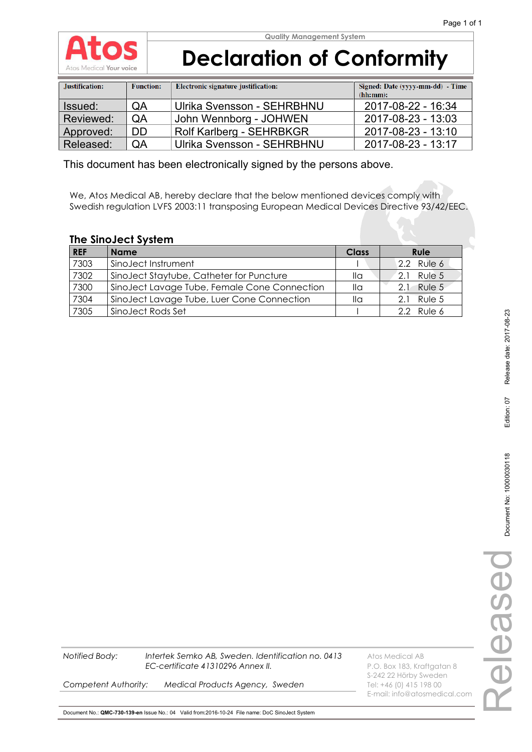Quality Management System

# Declaration of Conformity

| Justification: | Function: | Electronic signature justification: | Signed: Date (yyyy-mm-dd) - Time (hh:mm): |
|---|---|---|---|
| Issued: | QA | Ulrika Svensson - SEHRBHNU | 2017-08-22 - 16:34 |
| Reviewed: | QA | John Wennborg - JOHWEN | 2017-08-23 - 13:03 |
| Approved: | DD | Rolf Karlberg - SEHRBKGR | 2017-08-23 - 13:10 |
| Released: | QA | Ulrika Svensson - SEHRBHNU | 2017-08-23 - 13:17 |

This document has been electronically signed by the persons above.

We, Atos Medical AB, hereby declare that the below mentioned devices comply with Swedish regulation LVFS 2003:11 transposing European Medical Devices Directive 93/42/EEC.

## The SinoJect System

| REF | Name | Class | Rule |
|---|---|---|---|
| 7303 | SinoJect Instrument | I | 2.2 Rule 6 |
| 7302 | SinoJect Staytube, Catheter for Puncture | IIa | 2.1 Rule 5 |
| 7300 | SinoJect Lavage Tube, Female Cone Connection | IIa | 2.1 Rule 5 |
| 7304 | SinoJect Lavage Tube, Luer Cone Connection | IIa | 2.1 Rule 5 |
| 7305 | SinoJect Rods Set | I | 2.2 Rule 6 |

*Notified Body:* *Intertek Semko AB, Sweden. Identification no. 0413 EC-certificate 41310296 Annex II.*

*Competent Authority:* *Medical Products Agency, Sweden*

Atos Medical AB
P.O. Box 183, Kraftgatan 8
S-242 22 Hörby Sweden
Tel: +46 (0) 415 198 00
E-mail: info@atosmedical.com

Document No.: **QMC-730-139-en** Issue No.: 04 Valid from:2016-10-24 File name: DoC SinoJect System

Document No: 1000030118 Edition: 07 Release date: 2017-08-23

Released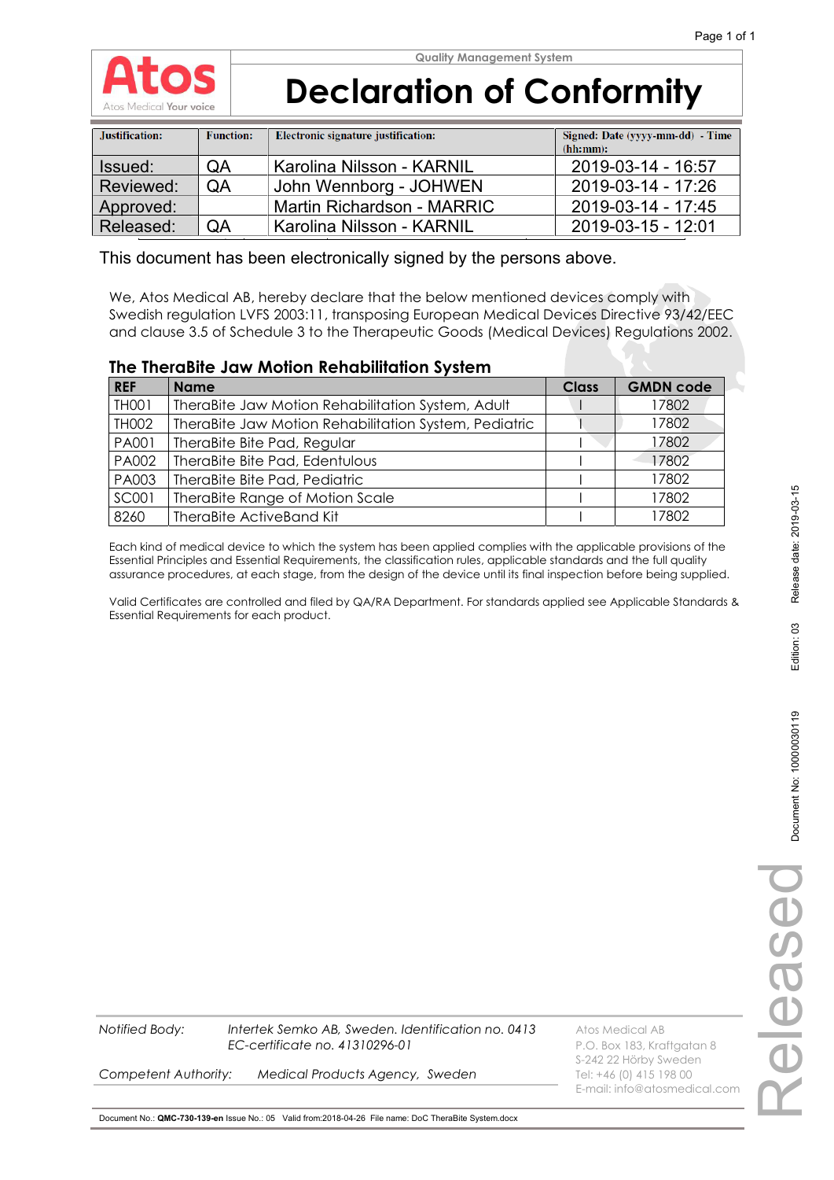Quality Management System

# Declaration of Conformity

| Justification: | Function: | Electronic signature justification: | Signed: Date (yyyy-mm-dd) - Time (hh:mm): |
|---|---|---|---|
| Issued: | QA | Karolina Nilsson - KARNIL | 2019-03-14 - 16:57 |
| Reviewed: | QA | John Wennborg - JOHWEN | 2019-03-14 - 17:26 |
| Approved: | | Martin Richardson - MARRIC | 2019-03-14 - 17:45 |
| Released: | QA | Karolina Nilsson - KARNIL | 2019-03-15 - 12:01 |

This document has been electronically signed by the persons above.

We, Atos Medical AB, hereby declare that the below mentioned devices comply with Swedish regulation LVFS 2003:11, transposing European Medical Devices Directive 93/42/EEC and clause 3.5 of Schedule 3 to the Therapeutic Goods (Medical Devices) Regulations 2002.

## The TheraBite Jaw Motion Rehabilitation System

| REF | Name | Class | GMDN code |
|---|---|---|---|
| TH001 | TheraBite Jaw Motion Rehabilitation System, Adult | I | 17802 |
| TH002 | TheraBite Jaw Motion Rehabilitation System, Pediatric | I | 17802 |
| PA001 | TheraBite Bite Pad, Regular | I | 17802 |
| PA002 | TheraBite Bite Pad, Edentulous | I | 17802 |
| PA003 | TheraBite Bite Pad, Pediatric | I | 17802 |
| SC001 | TheraBite Range of Motion Scale | I | 17802 |
| 8260 | TheraBite ActiveBand Kit | I | 17802 |

Each kind of medical device to which the system has been applied complies with the applicable provisions of the Essential Principles and Essential Requirements, the classification rules, applicable standards and the full quality assurance procedures, at each stage, from the design of the device until its final inspection before being supplied.

Valid Certificates are controlled and filed by QA/RA Department. For standards applied see Applicable Standards & Essential Requirements for each product.

*Notified Body:* *Intertek Semko AB, Sweden. Identification no. 0413*
*EC-certificate no. 41310296-01*

*Competent Authority:* *Medical Products Agency, Sweden*

Atos Medical AB
P.O. Box 183, Kraftgatan 8
S-242 22 Hörby Sweden
Tel: +46 (0) 415 198 00
E-mail: info@atosmedical.com

Document No.: **QMC-730-139-en** Issue No.: 05 Valid from:2018-04-26 File name: DoC TheraBite System.docx

Document No: 1000030119 Edition: 03 Release date: 2019-03-15

Released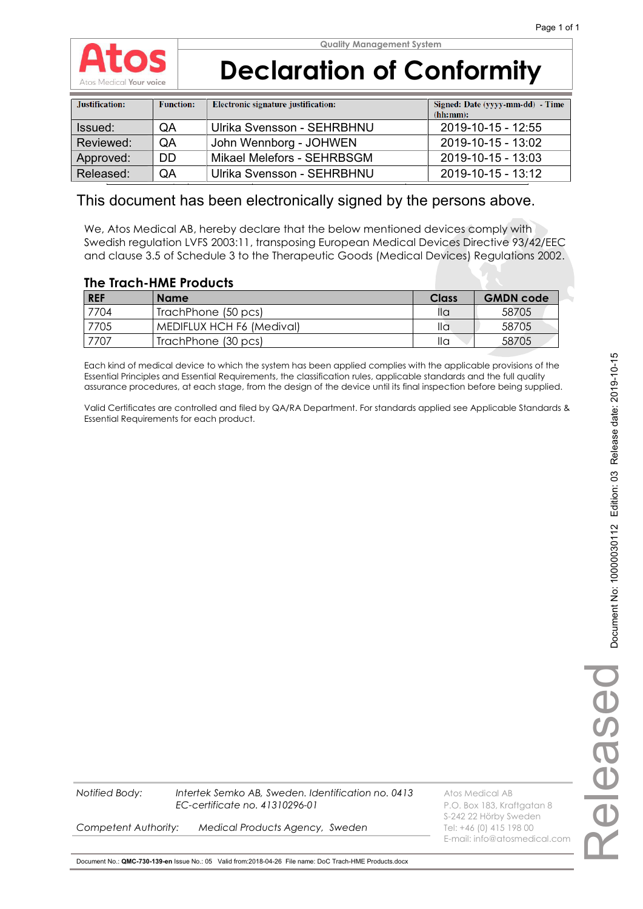Atos
Atos Medical Your voice

Quality Management System

# Declaration of Conformity

| Justification: | Function: | Electronic signature justification: | Signed: Date (yyyy-mm-dd) - Time (hh:mm): |
|---|---|---|---|
| Issued: | QA | Ulrika Svensson - SEHRBHNU | 2019-10-15 - 12:55 |
| Reviewed: | QA | John Wennborg - JOHWEN | 2019-10-15 - 13:02 |
| Approved: | DD | Mikael Melefors - SEHRBSGM | 2019-10-15 - 13:03 |
| Released: | QA | Ulrika Svensson - SEHRBHNU | 2019-10-15 - 13:12 |

This document has been electronically signed by the persons above.

We, Atos Medical AB, hereby declare that the below mentioned devices comply with Swedish regulation LVFS 2003:11, transposing European Medical Devices Directive 93/42/EEC and clause 3.5 of Schedule 3 to the Therapeutic Goods (Medical Devices) Regulations 2002.

## The Trach-HME Products

| REF | Name | Class | GMDN code |
|---|---|---|---|
| 7704 | TrachPhone (50 pcs) | IIa | 58705 |
| 7705 | MEDIFLUX HCH F6 (Medival) | IIa | 58705 |
| 7707 | TrachPhone (30 pcs) | IIa | 58705 |

Each kind of medical device to which the system has been applied complies with the applicable provisions of the Essential Principles and Essential Requirements, the classification rules, applicable standards and the full quality assurance procedures, at each stage, from the design of the device until its final inspection before being supplied.

Valid Certificates are controlled and filed by QA/RA Department. For standards applied see Applicable Standards & Essential Requirements for each product.

*Notified Body:* *Intertek Semko AB, Sweden. Identification no. 0413*
*EC-certificate no. 41310296-01*

*Competent Authority:* *Medical Products Agency, Sweden*

Atos Medical AB
P.O. Box 183, Kraftgatan 8
S-242 22 Hörby Sweden
Tel: +46 (0) 415 198 00
E-mail: info@atosmedical.com

Document No.: **QMC-730-139-en** Issue No.: 05 Valid from:2018-04-26 File name: DoC Trach-HME Products.docx

Document No: 1000030112 Edition: 03 Release date: 2019-10-15

Released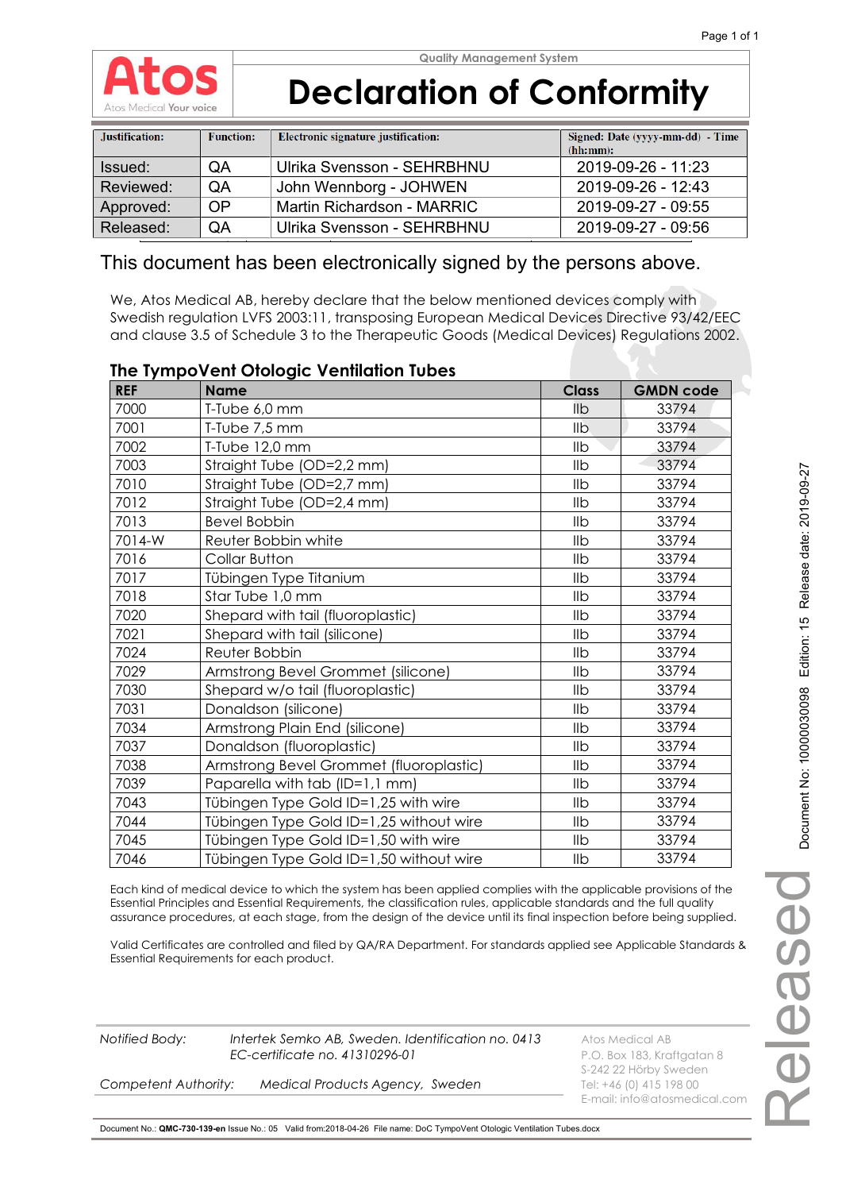Quality Management System

# Declaration of Conformity

| Justification: | Function: | Electronic signature justification: | Signed: Date (yyyy-mm-dd) - Time (hh:mm): |
|---|---|---|---|
| Issued: | QA | Ulrika Svensson - SEHRBHNU | 2019-09-26 - 11:23 |
| Reviewed: | QA | John Wennborg - JOHWEN | 2019-09-26 - 12:43 |
| Approved: | OP | Martin Richardson - MARRIC | 2019-09-27 - 09:55 |
| Released: | QA | Ulrika Svensson - SEHRBHNU | 2019-09-27 - 09:56 |

This document has been electronically signed by the persons above.

We, Atos Medical AB, hereby declare that the below mentioned devices comply with Swedish regulation LVFS 2003:11, transposing European Medical Devices Directive 93/42/EEC and clause 3.5 of Schedule 3 to the Therapeutic Goods (Medical Devices) Regulations 2002.

## The TympoVent Otologic Ventilation Tubes

| REF | Name | Class | GMDN code |
|---|---|---|---|
| 7000 | T-Tube 6,0 mm | IIb | 33794 |
| 7001 | T-Tube 7,5 mm | IIb | 33794 |
| 7002 | T-Tube 12,0 mm | IIb | 33794 |
| 7003 | Straight Tube (OD=2,2 mm) | IIb | 33794 |
| 7010 | Straight Tube (OD=2,7 mm) | IIb | 33794 |
| 7012 | Straight Tube (OD=2,4 mm) | IIb | 33794 |
| 7013 | Bevel Bobbin | IIb | 33794 |
| 7014-W | Reuter Bobbin white | IIb | 33794 |
| 7016 | Collar Button | IIb | 33794 |
| 7017 | Tübingen Type Titanium | IIb | 33794 |
| 7018 | Star Tube 1,0 mm | IIb | 33794 |
| 7020 | Shepard with tail (fluoroplastic) | IIb | 33794 |
| 7021 | Shepard with tail (silicone) | IIb | 33794 |
| 7024 | Reuter Bobbin | IIb | 33794 |
| 7029 | Armstrong Bevel Grommet (silicone) | IIb | 33794 |
| 7030 | Shepard w/o tail (fluoroplastic) | IIb | 33794 |
| 7031 | Donaldson (silicone) | IIb | 33794 |
| 7034 | Armstrong Plain End (silicone) | IIb | 33794 |
| 7037 | Donaldson (fluoroplastic) | IIb | 33794 |
| 7038 | Armstrong Bevel Grommet (fluoroplastic) | IIb | 33794 |
| 7039 | Paparella with tab (ID=1,1 mm) | IIb | 33794 |
| 7043 | Tübingen Type Gold ID=1,25 with wire | IIb | 33794 |
| 7044 | Tübingen Type Gold ID=1,25 without wire | IIb | 33794 |
| 7045 | Tübingen Type Gold ID=1,50 with wire | IIb | 33794 |
| 7046 | Tübingen Type Gold ID=1,50 without wire | IIb | 33794 |

Each kind of medical device to which the system has been applied complies with the applicable provisions of the Essential Principles and Essential Requirements, the classification rules, applicable standards and the full quality assurance procedures, at each stage, from the design of the device until its final inspection before being supplied.

Valid Certificates are controlled and filed by QA/RA Department. For standards applied see Applicable Standards & Essential Requirements for each product.

*Notified Body:* *Intertek Semko AB, Sweden. Identification no. 0413*
*EC-certificate no. 41310296-01*

*Competent Authority:* *Medical Products Agency, Sweden*

Atos Medical AB
P.O. Box 183, Kraftgatan 8
S-242 22 Hörby Sweden
Tel: +46 (0) 415 198 00
E-mail: info@atosmedical.com

Document No.: **QMC-730-139-en** Issue No.: 05 Valid from:2018-04-26 File name: DoC TympoVent Otologic Ventilation Tubes.docx

Document No: 1000030098 Edition: 15 Release date: 2019-09-27

Released